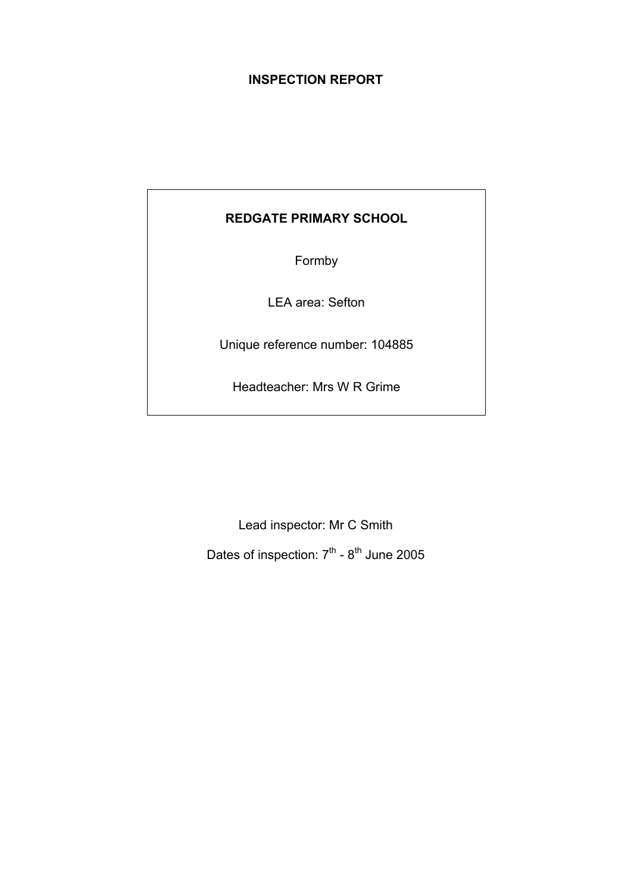# INSPECTION REPORT

## REDGATE PRIMARY SCHOOL

Formby

LEA area: Sefton

Unique reference number: 104885

Headteacher: Mrs W R Grime

Lead inspector: Mr C Smith

Dates of inspection: 7th - 8th June 2005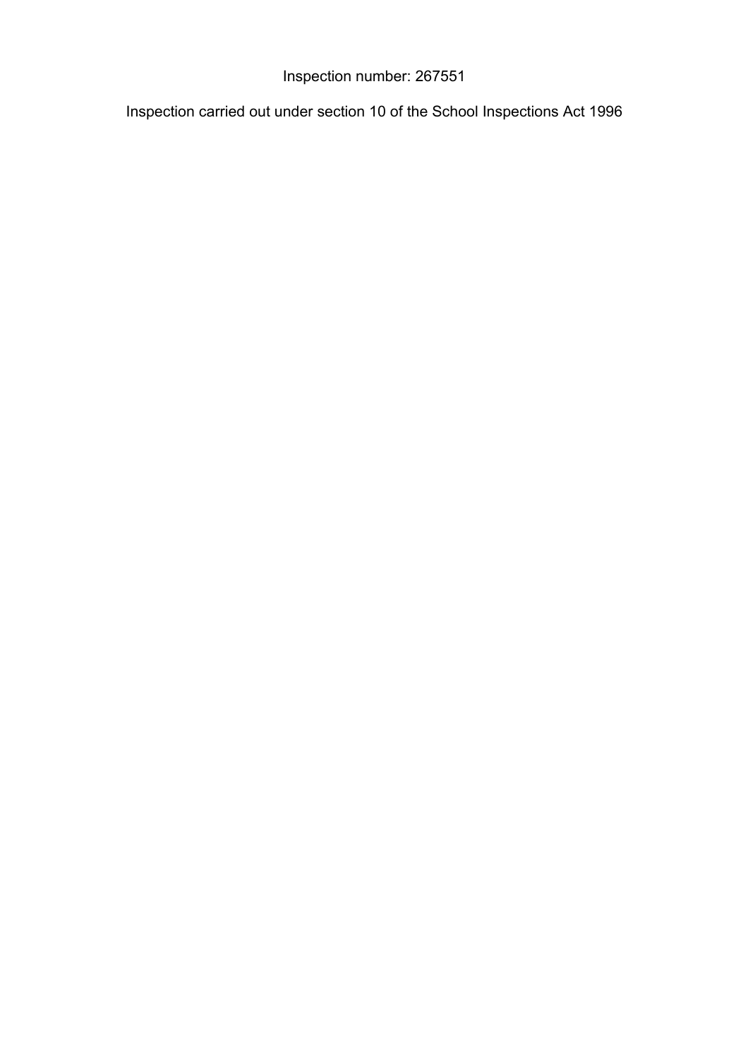Inspection number: 267551

Inspection carried out under section 10 of the School Inspections Act 1996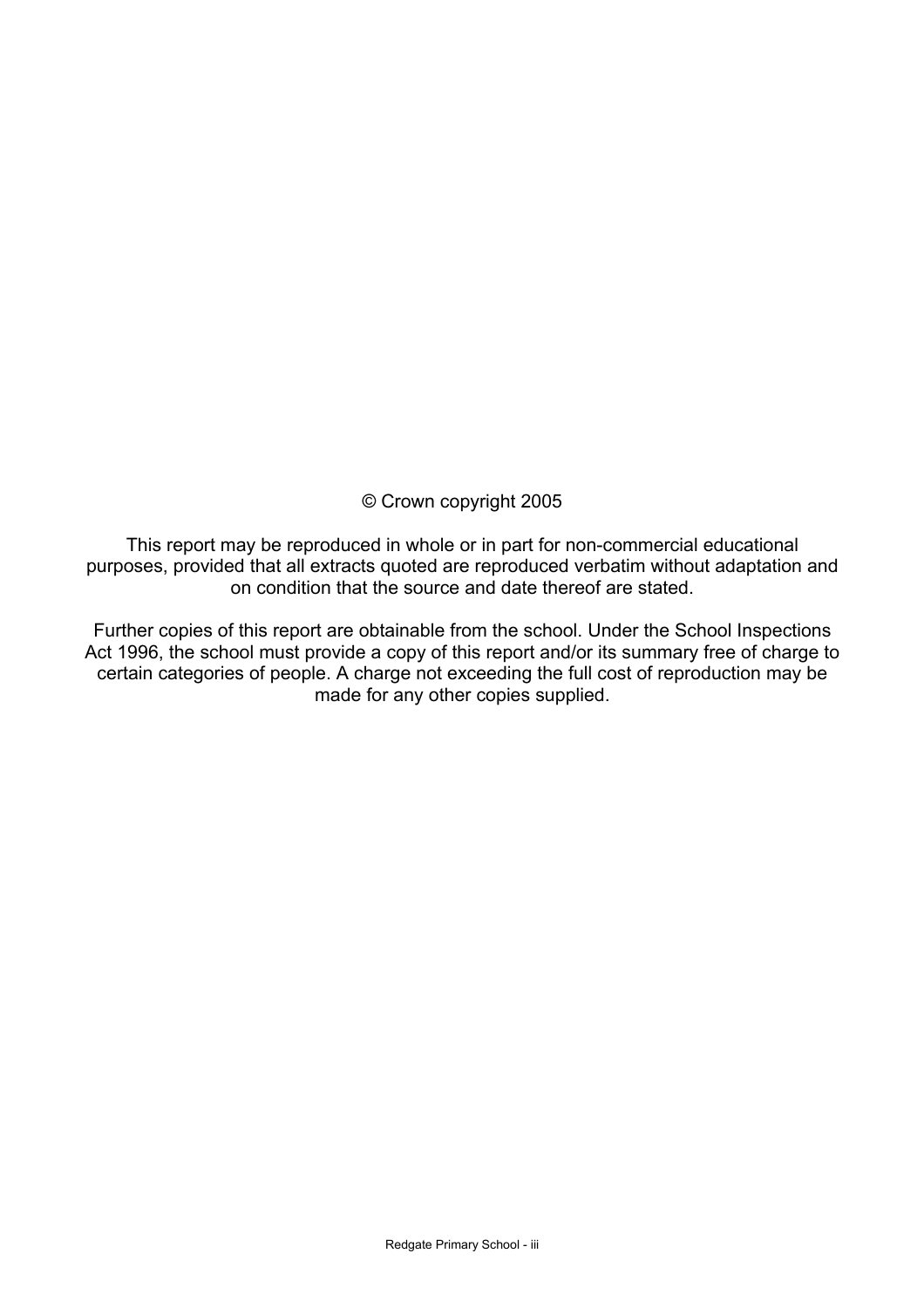© Crown copyright 2005

This report may be reproduced in whole or in part for non-commercial educational purposes, provided that all extracts quoted are reproduced verbatim without adaptation and on condition that the source and date thereof are stated.

Further copies of this report are obtainable from the school. Under the School Inspections Act 1996, the school must provide a copy of this report and/or its summary free of charge to certain categories of people. A charge not exceeding the full cost of reproduction may be made for any other copies supplied.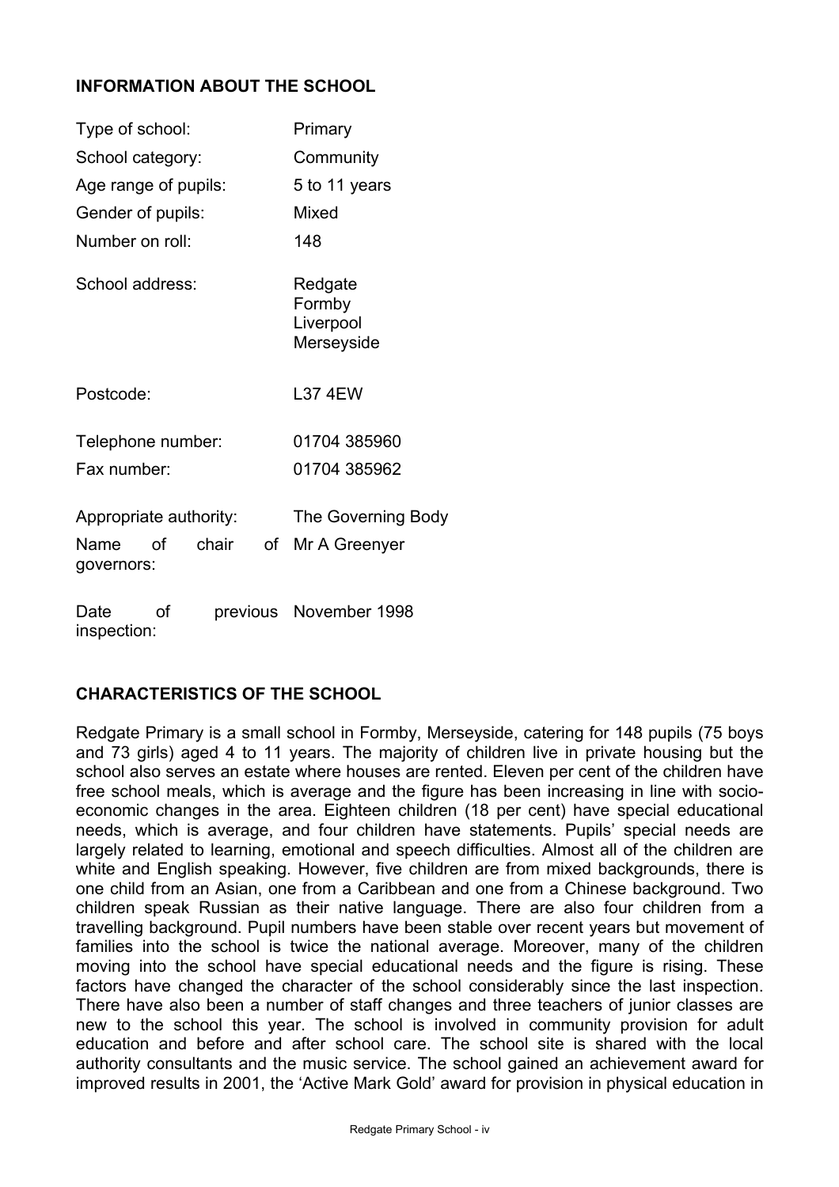## INFORMATION ABOUT THE SCHOOL

| | |
|---|---|
| Type of school: | Primary |
| School category: | Community |
| Age range of pupils: | 5 to 11 years |
| Gender of pupils: | Mixed |
| Number on roll: | 148 |
| School address: | Redgate<br>Formby<br>Liverpool<br>Merseyside |
| Postcode: | L37 4EW |
| Telephone number: | 01704 385960 |
| Fax number: | 01704 385962 |
| Appropriate authority: | The Governing Body |
| Name of chair of governors: | Mr A Greenyer |
| Date of previous inspection: | November 1998 |

## CHARACTERISTICS OF THE SCHOOL

Redgate Primary is a small school in Formby, Merseyside, catering for 148 pupils (75 boys and 73 girls) aged 4 to 11 years. The majority of children live in private housing but the school also serves an estate where houses are rented. Eleven per cent of the children have free school meals, which is average and the figure has been increasing in line with socio-economic changes in the area. Eighteen children (18 per cent) have special educational needs, which is average, and four children have statements. Pupils' special needs are largely related to learning, emotional and speech difficulties. Almost all of the children are white and English speaking. However, five children are from mixed backgrounds, there is one child from an Asian, one from a Caribbean and one from a Chinese background. Two children speak Russian as their native language. There are also four children from a travelling background. Pupil numbers have been stable over recent years but movement of families into the school is twice the national average. Moreover, many of the children moving into the school have special educational needs and the figure is rising. These factors have changed the character of the school considerably since the last inspection. There have also been a number of staff changes and three teachers of junior classes are new to the school this year. The school is involved in community provision for adult education and before and after school care. The school site is shared with the local authority consultants and the music service. The school gained an achievement award for improved results in 2001, the 'Active Mark Gold' award for provision in physical education in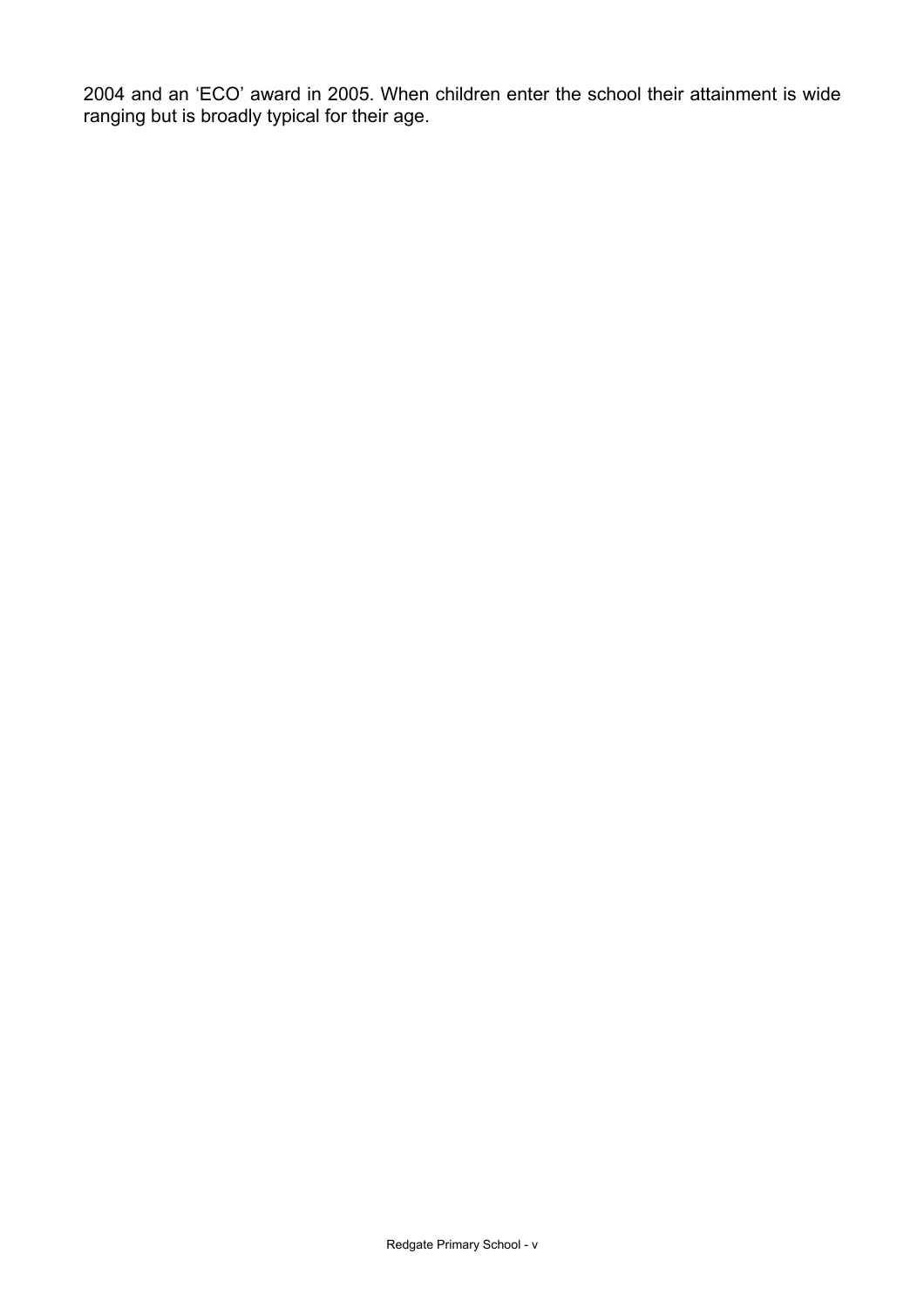2004 and an 'ECO' award in 2005. When children enter the school their attainment is wide ranging but is broadly typical for their age.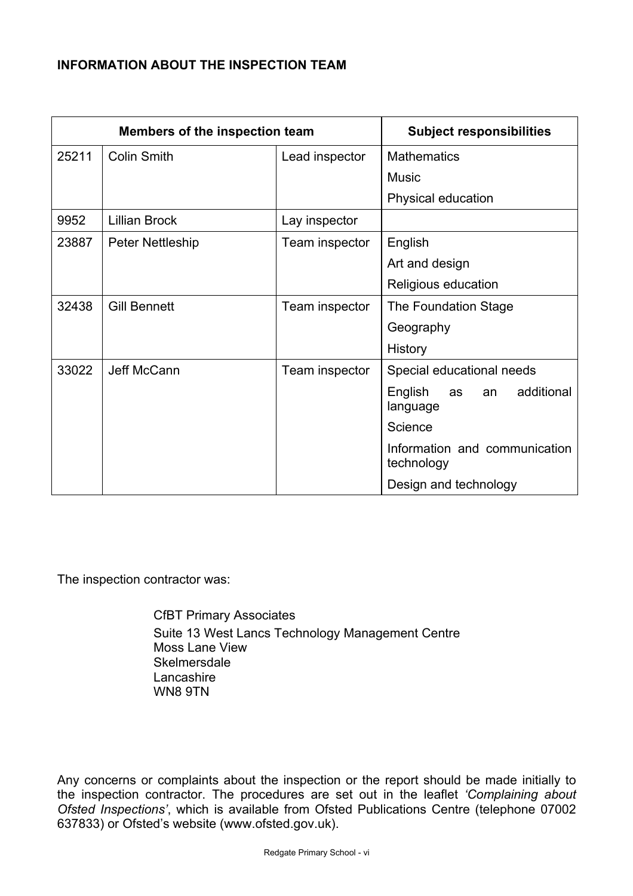## INFORMATION ABOUT THE INSPECTION TEAM

| Members of the inspection team | | | Subject responsibilities |
|---|---|---|---|
| 25211 | Colin Smith | Lead inspector | Mathematics<br>Music<br>Physical education |
| 9952 | Lillian Brock | Lay inspector | |
| 23887 | Peter Nettleship | Team inspector | English<br>Art and design<br>Religious education |
| 32438 | Gill Bennett | Team inspector | The Foundation Stage<br>Geography<br>History |
| 33022 | Jeff McCann | Team inspector | Special educational needs<br>English as an additional language<br>Science<br>Information and communication technology<br>Design and technology |

The inspection contractor was:

CfBT Primary Associates
Suite 13 West Lancs Technology Management Centre
Moss Lane View
Skelmersdale
Lancashire
WN8 9TN

Any concerns or complaints about the inspection or the report should be made initially to the inspection contractor. The procedures are set out in the leaflet *'Complaining about Ofsted Inspections'*, which is available from Ofsted Publications Centre (telephone 07002 637833) or Ofsted's website (www.ofsted.gov.uk).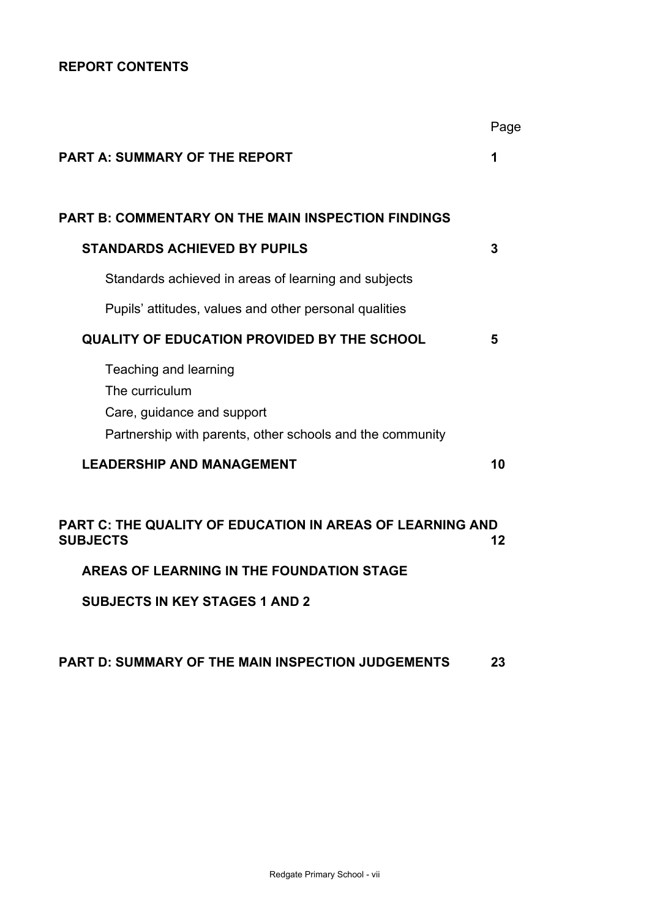## REPORT CONTENTS

| | Page |
|---|---|
| **PART A: SUMMARY OF THE REPORT** | **1** |
| **PART B: COMMENTARY ON THE MAIN INSPECTION FINDINGS** | |
| **STANDARDS ACHIEVED BY PUPILS** | **3** |
| Standards achieved in areas of learning and subjects | |
| Pupils' attitudes, values and other personal qualities | |
| **QUALITY OF EDUCATION PROVIDED BY THE SCHOOL** | **5** |
| Teaching and learning<br>The curriculum<br>Care, guidance and support<br>Partnership with parents, other schools and the community | |
| **LEADERSHIP AND MANAGEMENT** | **10** |
| **PART C: THE QUALITY OF EDUCATION IN AREAS OF LEARNING AND SUBJECTS** | **12** |
| **AREAS OF LEARNING IN THE FOUNDATION STAGE** | |
| **SUBJECTS IN KEY STAGES 1 AND 2** | |
| **PART D: SUMMARY OF THE MAIN INSPECTION JUDGEMENTS** | **23** |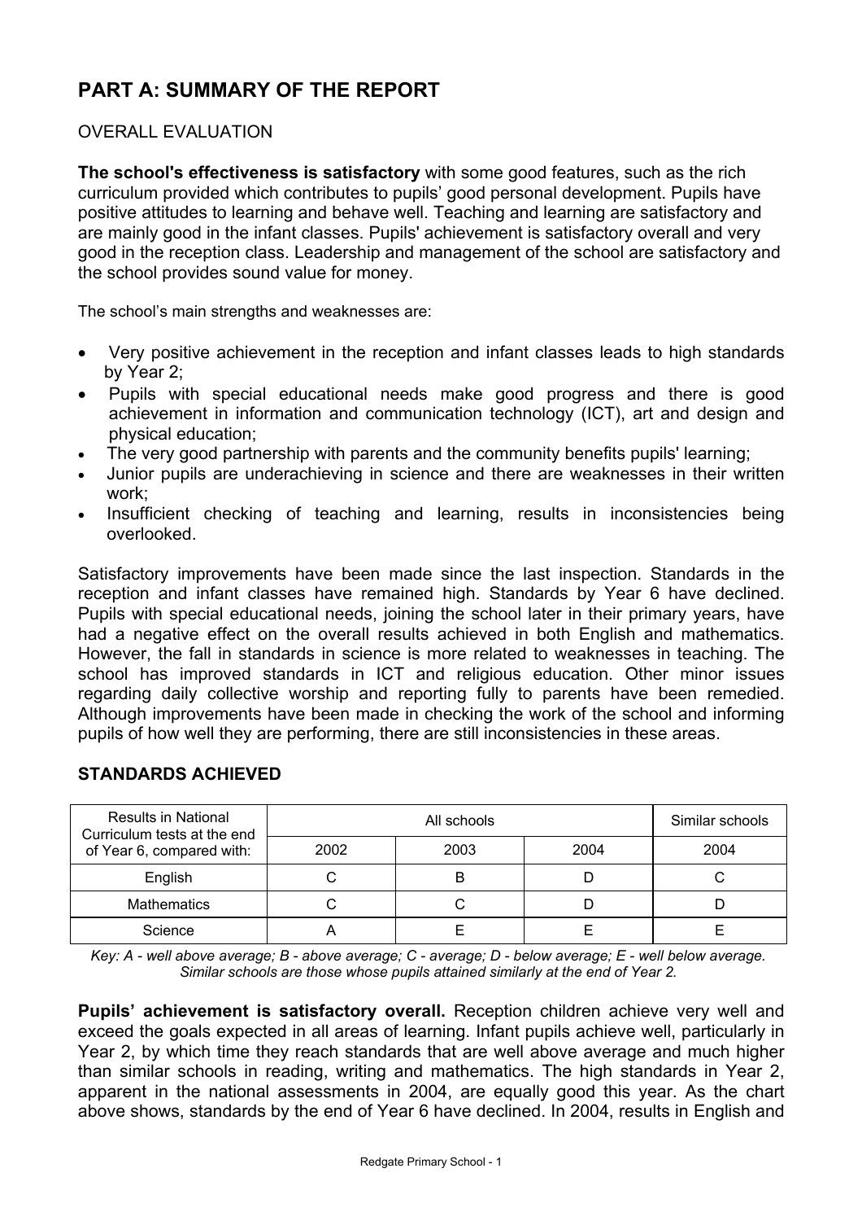# PART A: SUMMARY OF THE REPORT

OVERALL EVALUATION

**The school's effectiveness is satisfactory** with some good features, such as the rich curriculum provided which contributes to pupils' good personal development. Pupils have positive attitudes to learning and behave well. Teaching and learning are satisfactory and are mainly good in the infant classes. Pupils' achievement is satisfactory overall and very good in the reception class. Leadership and management of the school are satisfactory and the school provides sound value for money.

The school's main strengths and weaknesses are:

- Very positive achievement in the reception and infant classes leads to high standards by Year 2;
- Pupils with special educational needs make good progress and there is good achievement in information and communication technology (ICT), art and design and physical education;
- The very good partnership with parents and the community benefits pupils' learning;
- Junior pupils are underachieving in science and there are weaknesses in their written work;
- Insufficient checking of teaching and learning, results in inconsistencies being overlooked.

Satisfactory improvements have been made since the last inspection. Standards in the reception and infant classes have remained high. Standards by Year 6 have declined. Pupils with special educational needs, joining the school later in their primary years, have had a negative effect on the overall results achieved in both English and mathematics. However, the fall in standards in science is more related to weaknesses in teaching. The school has improved standards in ICT and religious education. Other minor issues regarding daily collective worship and reporting fully to parents have been remedied. Although improvements have been made in checking the work of the school and informing pupils of how well they are performing, there are still inconsistencies in these areas.

## STANDARDS ACHIEVED

| Results in National Curriculum tests at the end of Year 6, compared with: | All schools | | | Similar schools |
|---|---|---|---|---|
| | 2002 | 2003 | 2004 | 2004 |
| English | C | B | D | C |
| Mathematics | C | C | D | D |
| Science | A | E | E | E |

*Key: A - well above average; B - above average; C - average; D - below average; E - well below average. Similar schools are those whose pupils attained similarly at the end of Year 2.*

**Pupils' achievement is satisfactory overall.** Reception children achieve very well and exceed the goals expected in all areas of learning. Infant pupils achieve well, particularly in Year 2, by which time they reach standards that are well above average and much higher than similar schools in reading, writing and mathematics. The high standards in Year 2, apparent in the national assessments in 2004, are equally good this year. As the chart above shows, standards by the end of Year 6 have declined. In 2004, results in English and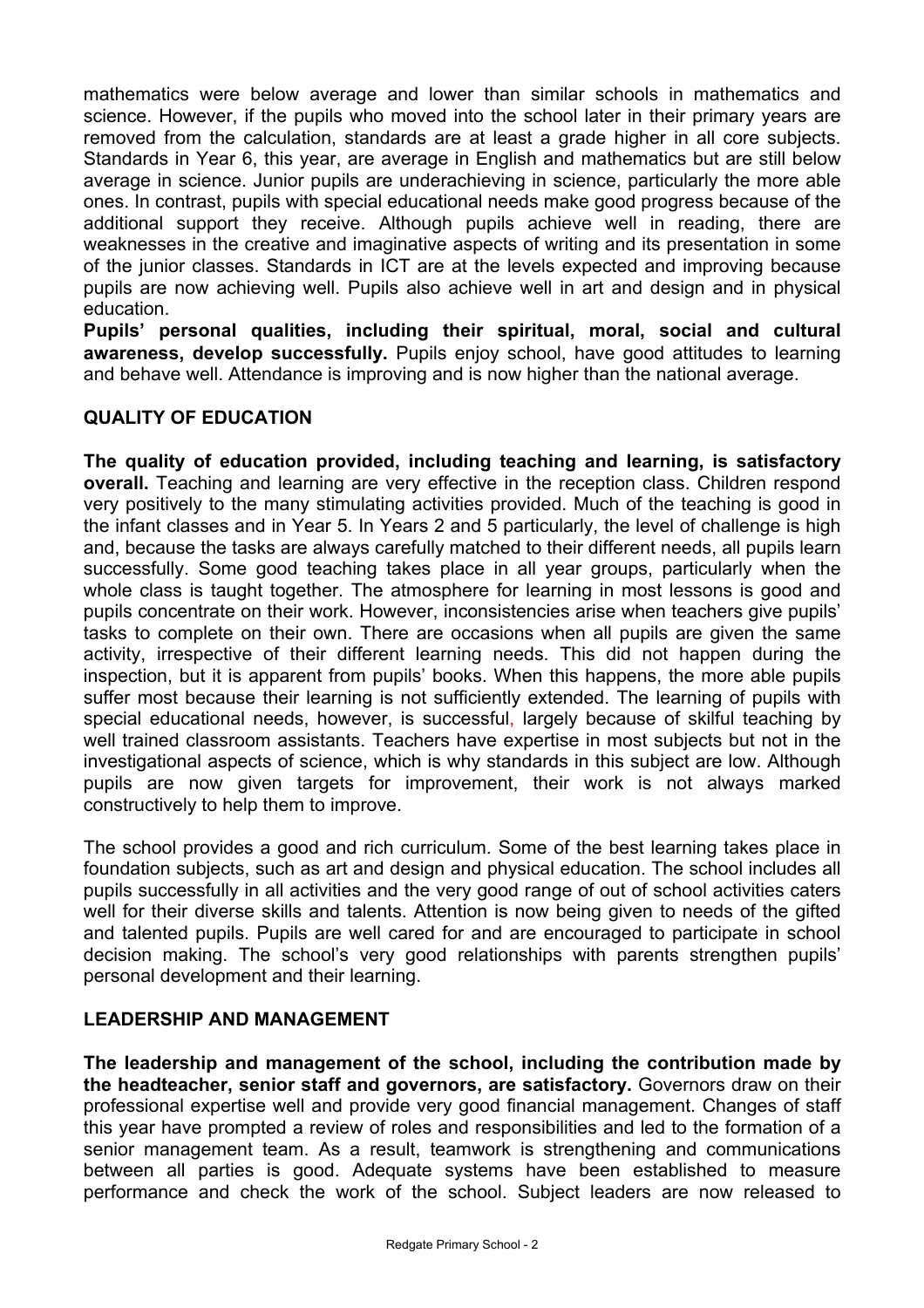mathematics were below average and lower than similar schools in mathematics and science. However, if the pupils who moved into the school later in their primary years are removed from the calculation, standards are at least a grade higher in all core subjects. Standards in Year 6, this year, are average in English and mathematics but are still below average in science. Junior pupils are underachieving in science, particularly the more able ones. In contrast, pupils with special educational needs make good progress because of the additional support they receive. Although pupils achieve well in reading, there are weaknesses in the creative and imaginative aspects of writing and its presentation in some of the junior classes. Standards in ICT are at the levels expected and improving because pupils are now achieving well. Pupils also achieve well in art and design and in physical education.

**Pupils' personal qualities, including their spiritual, moral, social and cultural awareness, develop successfully.** Pupils enjoy school, have good attitudes to learning and behave well. Attendance is improving and is now higher than the national average.

## QUALITY OF EDUCATION

**The quality of education provided, including teaching and learning, is satisfactory overall.** Teaching and learning are very effective in the reception class. Children respond very positively to the many stimulating activities provided. Much of the teaching is good in the infant classes and in Year 5. In Years 2 and 5 particularly, the level of challenge is high and, because the tasks are always carefully matched to their different needs, all pupils learn successfully. Some good teaching takes place in all year groups, particularly when the whole class is taught together. The atmosphere for learning in most lessons is good and pupils concentrate on their work. However, inconsistencies arise when teachers give pupils' tasks to complete on their own. There are occasions when all pupils are given the same activity, irrespective of their different learning needs. This did not happen during the inspection, but it is apparent from pupils' books. When this happens, the more able pupils suffer most because their learning is not sufficiently extended. The learning of pupils with special educational needs, however, is successful, largely because of skilful teaching by well trained classroom assistants. Teachers have expertise in most subjects but not in the investigational aspects of science, which is why standards in this subject are low. Although pupils are now given targets for improvement, their work is not always marked constructively to help them to improve.

The school provides a good and rich curriculum. Some of the best learning takes place in foundation subjects, such as art and design and physical education. The school includes all pupils successfully in all activities and the very good range of out of school activities caters well for their diverse skills and talents. Attention is now being given to needs of the gifted and talented pupils. Pupils are well cared for and are encouraged to participate in school decision making. The school's very good relationships with parents strengthen pupils' personal development and their learning.

## LEADERSHIP AND MANAGEMENT

**The leadership and management of the school, including the contribution made by the headteacher, senior staff and governors, are satisfactory.** Governors draw on their professional expertise well and provide very good financial management. Changes of staff this year have prompted a review of roles and responsibilities and led to the formation of a senior management team. As a result, teamwork is strengthening and communications between all parties is good. Adequate systems have been established to measure performance and check the work of the school. Subject leaders are now released to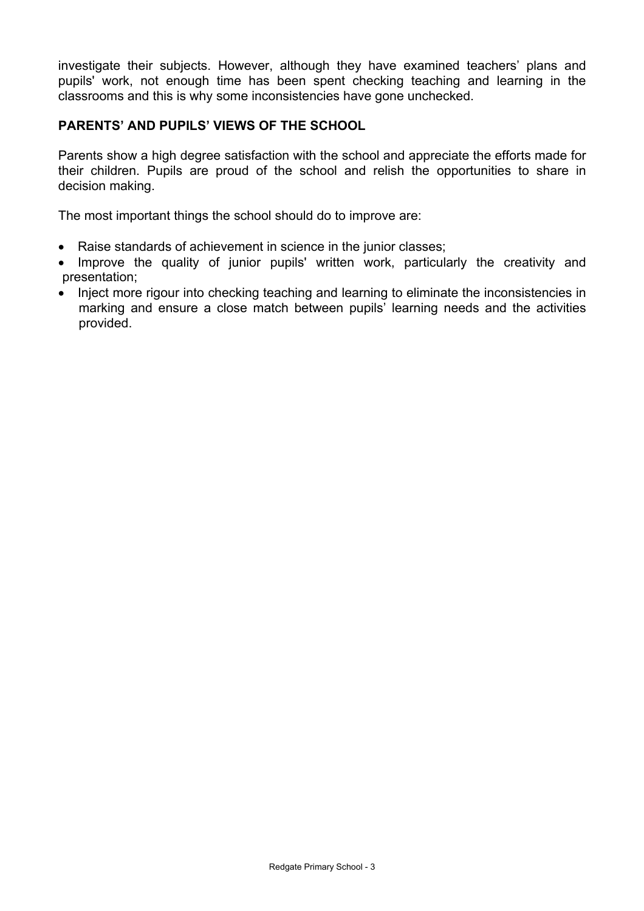investigate their subjects. However, although they have examined teachers' plans and pupils' work, not enough time has been spent checking teaching and learning in the classrooms and this is why some inconsistencies have gone unchecked.

### PARENTS' AND PUPILS' VIEWS OF THE SCHOOL

Parents show a high degree satisfaction with the school and appreciate the efforts made for their children. Pupils are proud of the school and relish the opportunities to share in decision making.

The most important things the school should do to improve are:

- Raise standards of achievement in science in the junior classes;
- Improve the quality of junior pupils' written work, particularly the creativity and presentation;
- Inject more rigour into checking teaching and learning to eliminate the inconsistencies in marking and ensure a close match between pupils' learning needs and the activities provided.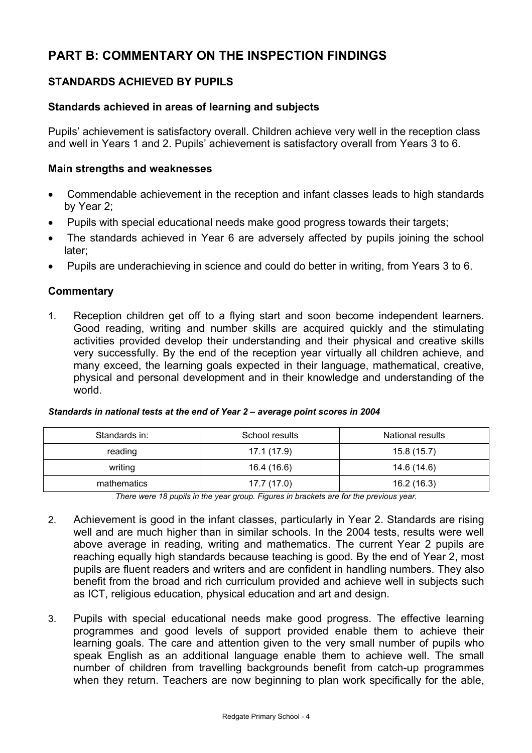# PART B: COMMENTARY ON THE INSPECTION FINDINGS

## STANDARDS ACHIEVED BY PUPILS

### Standards achieved in areas of learning and subjects

Pupils' achievement is satisfactory overall. Children achieve very well in the reception class and well in Years 1 and 2. Pupils' achievement is satisfactory overall from Years 3 to 6.

### Main strengths and weaknesses

- Commendable achievement in the reception and infant classes leads to high standards by Year 2;
- Pupils with special educational needs make good progress towards their targets;
- The standards achieved in Year 6 are adversely affected by pupils joining the school later;
- Pupils are underachieving in science and could do better in writing, from Years 3 to 6.

### Commentary

1. Reception children get off to a flying start and soon become independent learners. Good reading, writing and number skills are acquired quickly and the stimulating activities provided develop their understanding and their physical and creative skills very successfully. By the end of the reception year virtually all children achieve, and many exceed, the learning goals expected in their language, mathematical, creative, physical and personal development and in their knowledge and understanding of the world.

***Standards in national tests at the end of Year 2 – average point scores in 2004***

| Standards in: | School results | National results |
|---|---|---|
| reading | 17.1 (17.9) | 15.8 (15.7) |
| writing | 16.4 (16.6) | 14.6 (14.6) |
| mathematics | 17.7 (17.0) | 16.2 (16.3) |

*There were 18 pupils in the year group. Figures in brackets are for the previous year.*

2. Achievement is good in the infant classes, particularly in Year 2. Standards are rising well and are much higher than in similar schools. In the 2004 tests, results were well above average in reading, writing and mathematics. The current Year 2 pupils are reaching equally high standards because teaching is good. By the end of Year 2, most pupils are fluent readers and writers and are confident in handling numbers. They also benefit from the broad and rich curriculum provided and achieve well in subjects such as ICT, religious education, physical education and art and design.

3. Pupils with special educational needs make good progress. The effective learning programmes and good levels of support provided enable them to achieve their learning goals. The care and attention given to the very small number of pupils who speak English as an additional language enable them to achieve well. The small number of children from travelling backgrounds benefit from catch-up programmes when they return. Teachers are now beginning to plan work specifically for the able,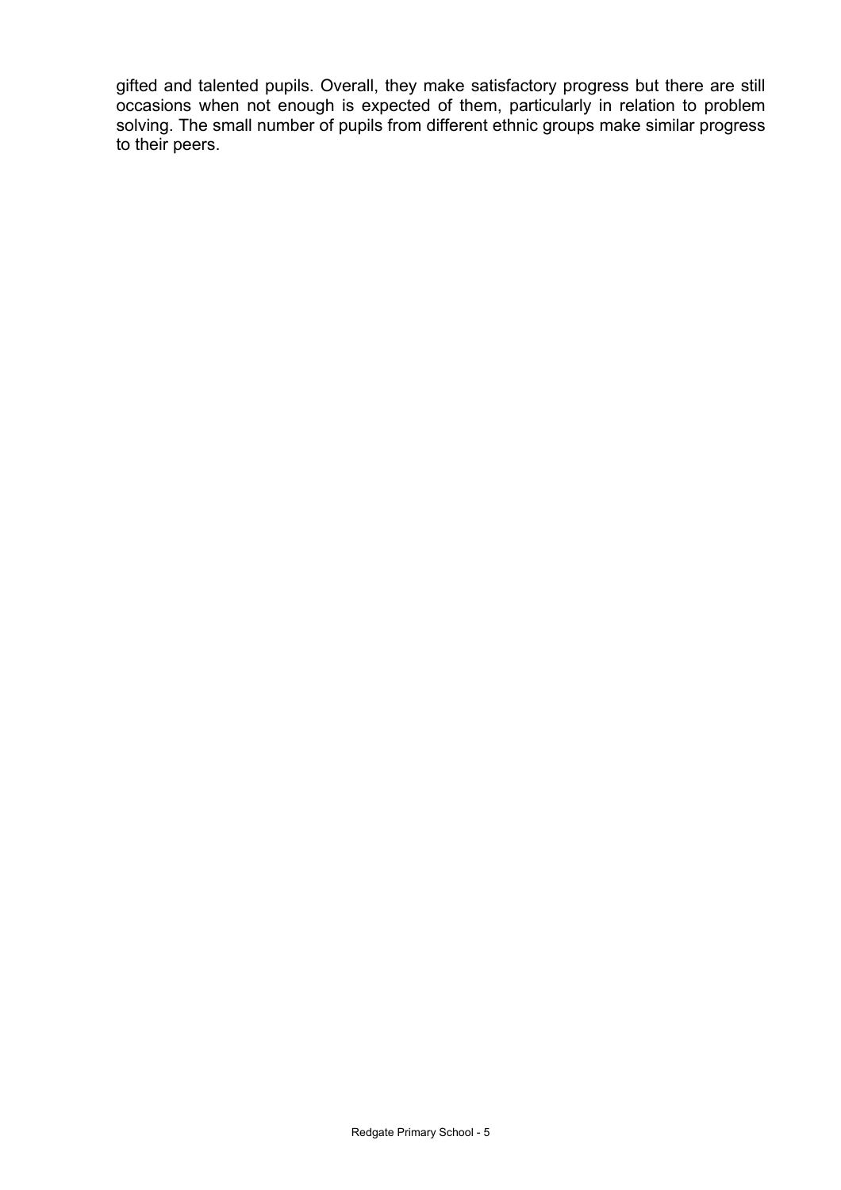gifted and talented pupils. Overall, they make satisfactory progress but there are still occasions when not enough is expected of them, particularly in relation to problem solving. The small number of pupils from different ethnic groups make similar progress to their peers.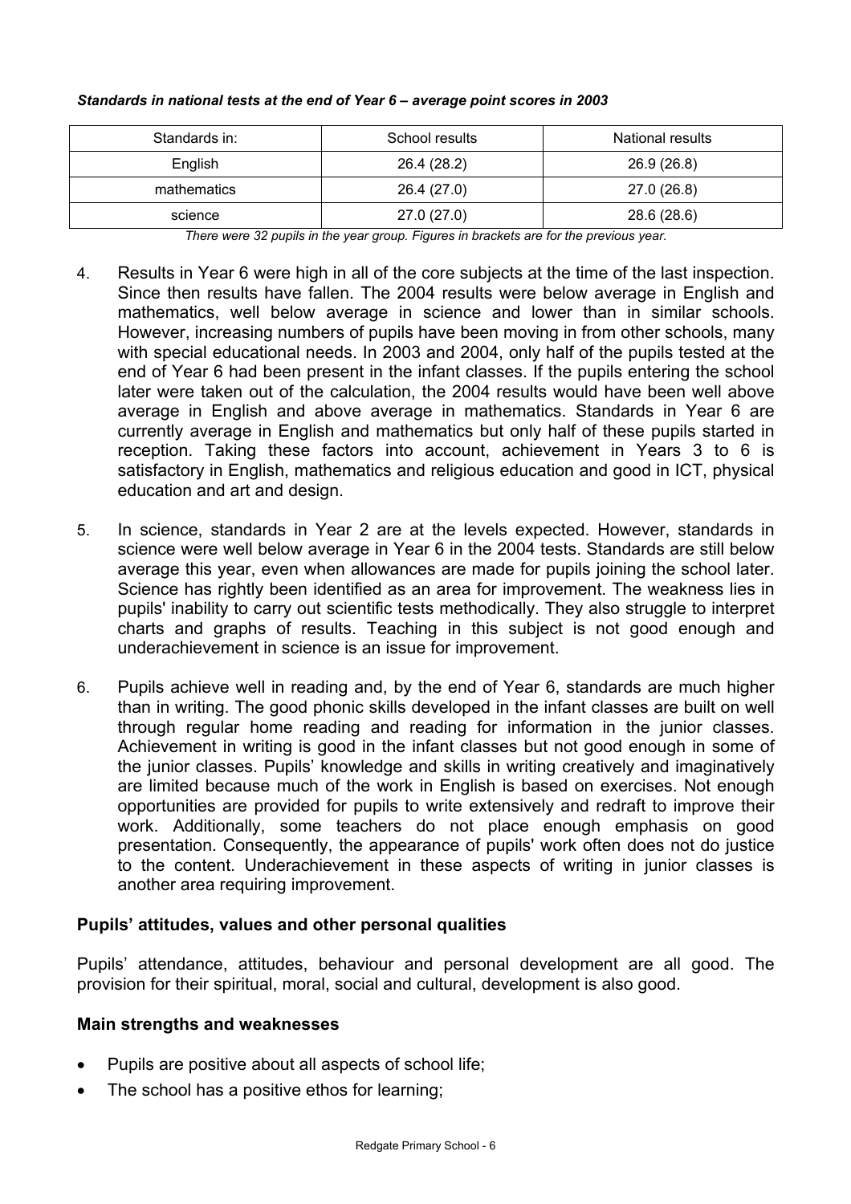***Standards in national tests at the end of Year 6 – average point scores in 2003***

| Standards in: | School results | National results |
|---|---|---|
| English | 26.4 (28.2) | 26.9 (26.8) |
| mathematics | 26.4 (27.0) | 27.0 (26.8) |
| science | 27.0 (27.0) | 28.6 (28.6) |

*There were 32 pupils in the year group. Figures in brackets are for the previous year.*

4. Results in Year 6 were high in all of the core subjects at the time of the last inspection. Since then results have fallen. The 2004 results were below average in English and mathematics, well below average in science and lower than in similar schools. However, increasing numbers of pupils have been moving in from other schools, many with special educational needs. In 2003 and 2004, only half of the pupils tested at the end of Year 6 had been present in the infant classes. If the pupils entering the school later were taken out of the calculation, the 2004 results would have been well above average in English and above average in mathematics. Standards in Year 6 are currently average in English and mathematics but only half of these pupils started in reception. Taking these factors into account, achievement in Years 3 to 6 is satisfactory in English, mathematics and religious education and good in ICT, physical education and art and design.

5. In science, standards in Year 2 are at the levels expected. However, standards in science were well below average in Year 6 in the 2004 tests. Standards are still below average this year, even when allowances are made for pupils joining the school later. Science has rightly been identified as an area for improvement. The weakness lies in pupils' inability to carry out scientific tests methodically. They also struggle to interpret charts and graphs of results. Teaching in this subject is not good enough and underachievement in science is an issue for improvement.

6. Pupils achieve well in reading and, by the end of Year 6, standards are much higher than in writing. The good phonic skills developed in the infant classes are built on well through regular home reading and reading for information in the junior classes. Achievement in writing is good in the infant classes but not good enough in some of the junior classes. Pupils' knowledge and skills in writing creatively and imaginatively are limited because much of the work in English is based on exercises. Not enough opportunities are provided for pupils to write extensively and redraft to improve their work. Additionally, some teachers do not place enough emphasis on good presentation. Consequently, the appearance of pupils' work often does not do justice to the content. Underachievement in these aspects of writing in junior classes is another area requiring improvement.

### Pupils' attitudes, values and other personal qualities

Pupils' attendance, attitudes, behaviour and personal development are all good. The provision for their spiritual, moral, social and cultural, development is also good.

### Main strengths and weaknesses

- Pupils are positive about all aspects of school life;
- The school has a positive ethos for learning;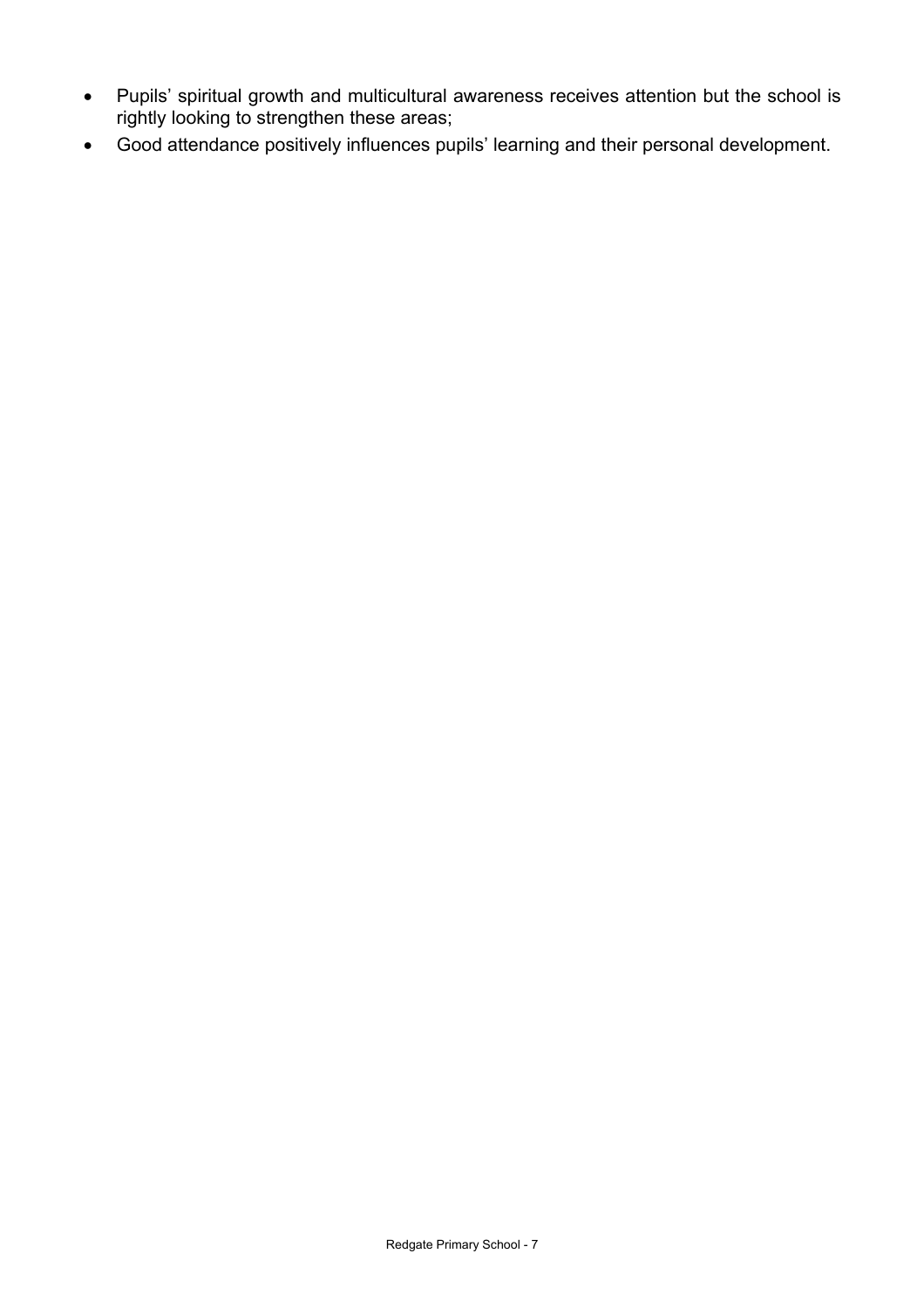- Pupils' spiritual growth and multicultural awareness receives attention but the school is rightly looking to strengthen these areas;
- Good attendance positively influences pupils' learning and their personal development.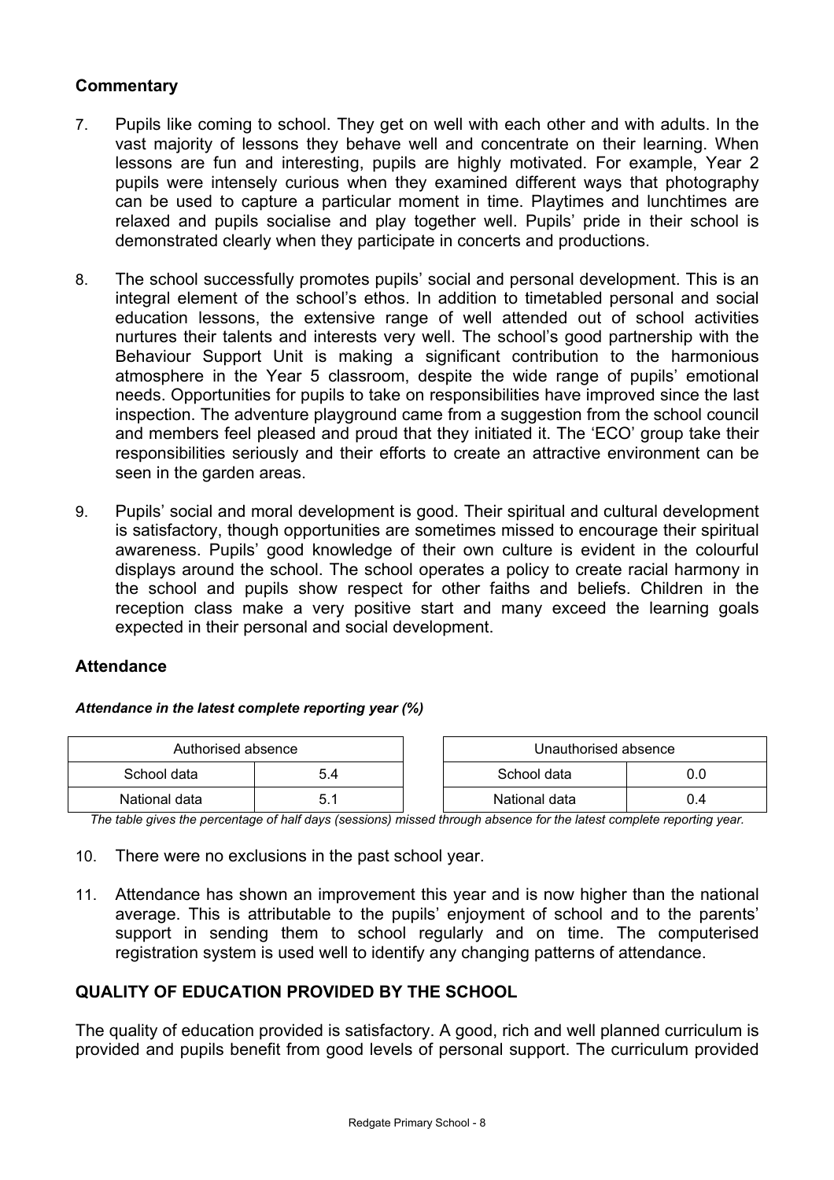## Commentary

7. Pupils like coming to school. They get on well with each other and with adults. In the vast majority of lessons they behave well and concentrate on their learning. When lessons are fun and interesting, pupils are highly motivated. For example, Year 2 pupils were intensely curious when they examined different ways that photography can be used to capture a particular moment in time. Playtimes and lunchtimes are relaxed and pupils socialise and play together well. Pupils' pride in their school is demonstrated clearly when they participate in concerts and productions.

8. The school successfully promotes pupils' social and personal development. This is an integral element of the school's ethos. In addition to timetabled personal and social education lessons, the extensive range of well attended out of school activities nurtures their talents and interests very well. The school's good partnership with the Behaviour Support Unit is making a significant contribution to the harmonious atmosphere in the Year 5 classroom, despite the wide range of pupils' emotional needs. Opportunities for pupils to take on responsibilities have improved since the last inspection. The adventure playground came from a suggestion from the school council and members feel pleased and proud that they initiated it. The 'ECO' group take their responsibilities seriously and their efforts to create an attractive environment can be seen in the garden areas.

9. Pupils' social and moral development is good. Their spiritual and cultural development is satisfactory, though opportunities are sometimes missed to encourage their spiritual awareness. Pupils' good knowledge of their own culture is evident in the colourful displays around the school. The school operates a policy to create racial harmony in the school and pupils show respect for other faiths and beliefs. Children in the reception class make a very positive start and many exceed the learning goals expected in their personal and social development.

## Attendance

***Attendance in the latest complete reporting year (%)***

| Authorised absence | |
|---|---|
| School data | 5.4 |
| National data | 5.1 |

| Unauthorised absence | |
|---|---|
| School data | 0.0 |
| National data | 0.4 |

*The table gives the percentage of half days (sessions) missed through absence for the latest complete reporting year.*

10. There were no exclusions in the past school year.

11. Attendance has shown an improvement this year and is now higher than the national average. This is attributable to the pupils' enjoyment of school and to the parents' support in sending them to school regularly and on time. The computerised registration system is used well to identify any changing patterns of attendance.

## QUALITY OF EDUCATION PROVIDED BY THE SCHOOL

The quality of education provided is satisfactory. A good, rich and well planned curriculum is provided and pupils benefit from good levels of personal support. The curriculum provided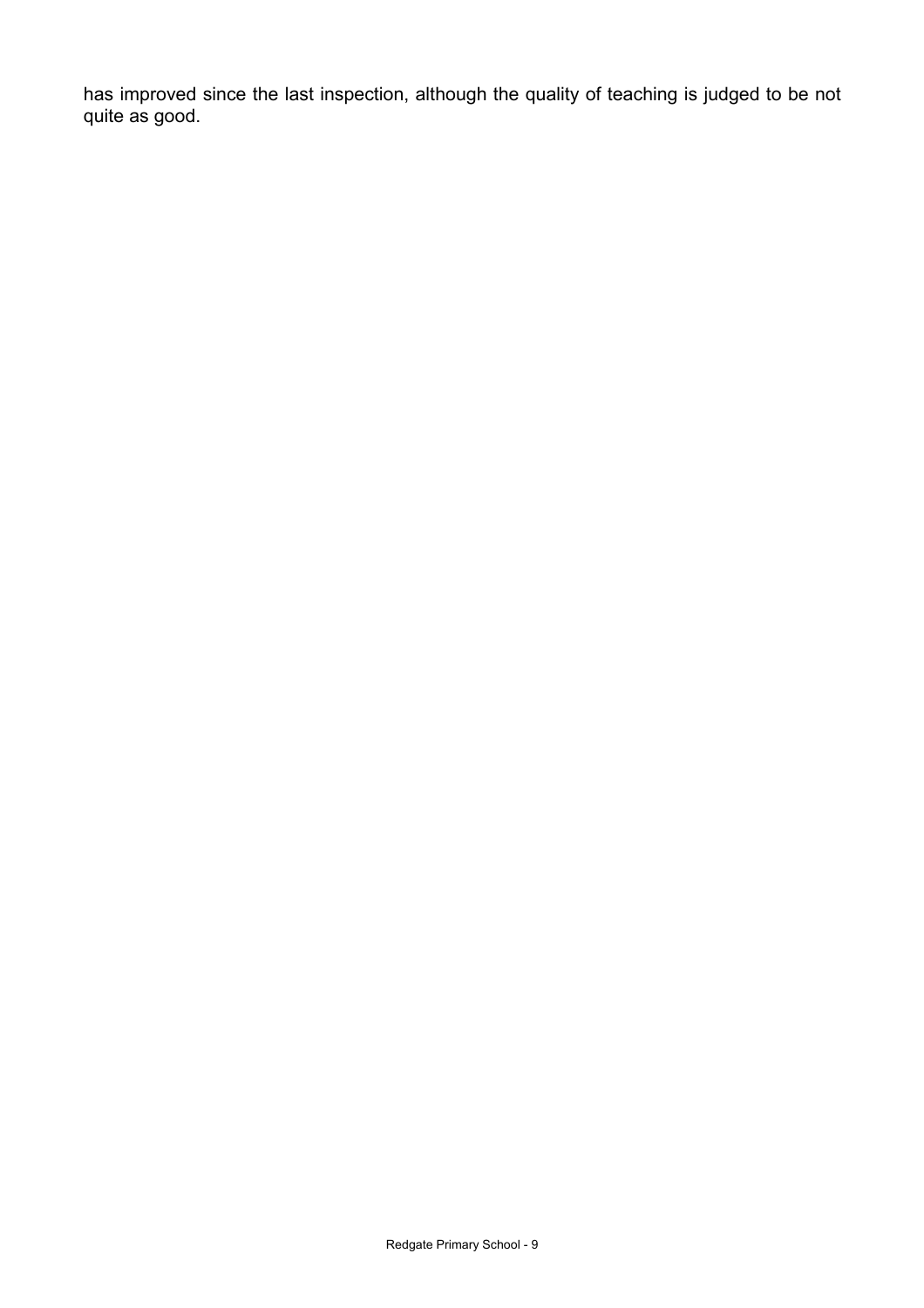has improved since the last inspection, although the quality of teaching is judged to be not quite as good.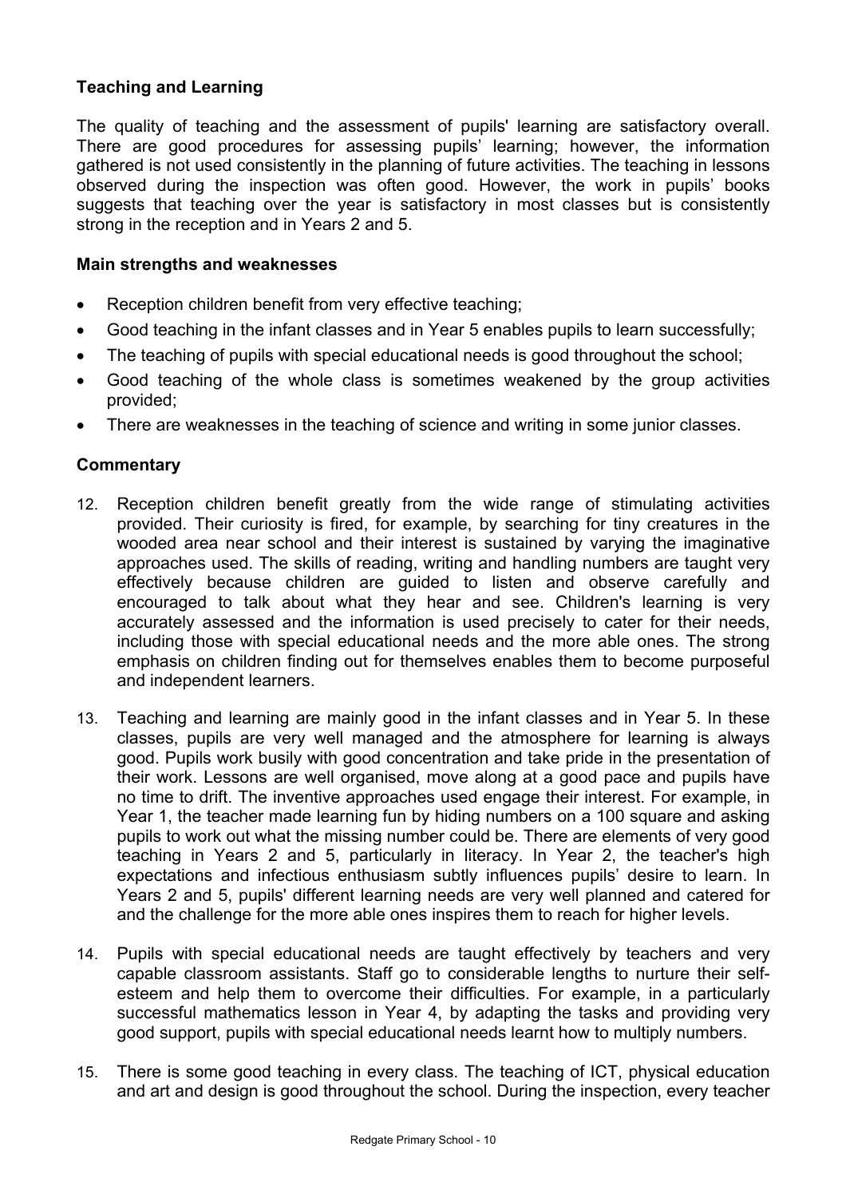### Teaching and Learning

The quality of teaching and the assessment of pupils' learning are satisfactory overall. There are good procedures for assessing pupils' learning; however, the information gathered is not used consistently in the planning of future activities. The teaching in lessons observed during the inspection was often good. However, the work in pupils' books suggests that teaching over the year is satisfactory in most classes but is consistently strong in the reception and in Years 2 and 5.

**Main strengths and weaknesses**

- Reception children benefit from very effective teaching;
- Good teaching in the infant classes and in Year 5 enables pupils to learn successfully;
- The teaching of pupils with special educational needs is good throughout the school;
- Good teaching of the whole class is sometimes weakened by the group activities provided;
- There are weaknesses in the teaching of science and writing in some junior classes.

**Commentary**

12. Reception children benefit greatly from the wide range of stimulating activities provided. Their curiosity is fired, for example, by searching for tiny creatures in the wooded area near school and their interest is sustained by varying the imaginative approaches used. The skills of reading, writing and handling numbers are taught very effectively because children are guided to listen and observe carefully and encouraged to talk about what they hear and see. Children's learning is very accurately assessed and the information is used precisely to cater for their needs, including those with special educational needs and the more able ones. The strong emphasis on children finding out for themselves enables them to become purposeful and independent learners.

13. Teaching and learning are mainly good in the infant classes and in Year 5. In these classes, pupils are very well managed and the atmosphere for learning is always good. Pupils work busily with good concentration and take pride in the presentation of their work. Lessons are well organised, move along at a good pace and pupils have no time to drift. The inventive approaches used engage their interest. For example, in Year 1, the teacher made learning fun by hiding numbers on a 100 square and asking pupils to work out what the missing number could be. There are elements of very good teaching in Years 2 and 5, particularly in literacy. In Year 2, the teacher's high expectations and infectious enthusiasm subtly influences pupils' desire to learn. In Years 2 and 5, pupils' different learning needs are very well planned and catered for and the challenge for the more able ones inspires them to reach for higher levels.

14. Pupils with special educational needs are taught effectively by teachers and very capable classroom assistants. Staff go to considerable lengths to nurture their self-esteem and help them to overcome their difficulties. For example, in a particularly successful mathematics lesson in Year 4, by adapting the tasks and providing very good support, pupils with special educational needs learnt how to multiply numbers.

15. There is some good teaching in every class. The teaching of ICT, physical education and art and design is good throughout the school. During the inspection, every teacher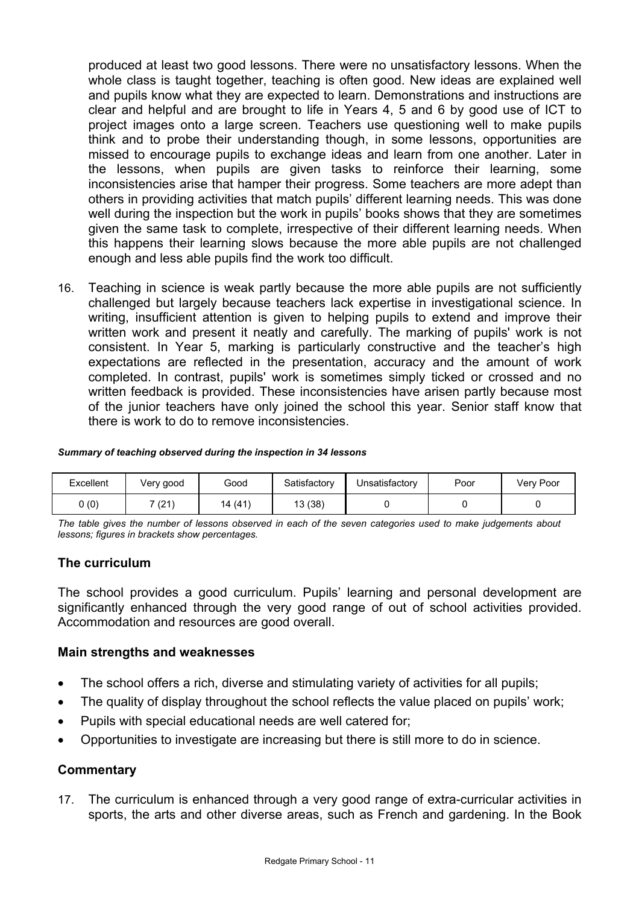produced at least two good lessons. There were no unsatisfactory lessons. When the whole class is taught together, teaching is often good. New ideas are explained well and pupils know what they are expected to learn. Demonstrations and instructions are clear and helpful and are brought to life in Years 4, 5 and 6 by good use of ICT to project images onto a large screen. Teachers use questioning well to make pupils think and to probe their understanding though, in some lessons, opportunities are missed to encourage pupils to exchange ideas and learn from one another. Later in the lessons, when pupils are given tasks to reinforce their learning, some inconsistencies arise that hamper their progress. Some teachers are more adept than others in providing activities that match pupils' different learning needs. This was done well during the inspection but the work in pupils' books shows that they are sometimes given the same task to complete, irrespective of their different learning needs. When this happens their learning slows because the more able pupils are not challenged enough and less able pupils find the work too difficult.

16. Teaching in science is weak partly because the more able pupils are not sufficiently challenged but largely because teachers lack expertise in investigational science. In writing, insufficient attention is given to helping pupils to extend and improve their written work and present it neatly and carefully. The marking of pupils' work is not consistent. In Year 5, marking is particularly constructive and the teacher's high expectations are reflected in the presentation, accuracy and the amount of work completed. In contrast, pupils' work is sometimes simply ticked or crossed and no written feedback is provided. These inconsistencies have arisen partly because most of the junior teachers have only joined the school this year. Senior staff know that there is work to do to remove inconsistencies.

***Summary of teaching observed during the inspection in 34 lessons***

| Excellent | Very good | Good | Satisfactory | Unsatisfactory | Poor | Very Poor |
|---|---|---|---|---|---|---|
| 0 (0) | 7 (21) | 14 (41) | 13 (38) | 0 | 0 | 0 |

*The table gives the number of lessons observed in each of the seven categories used to make judgements about lessons; figures in brackets show percentages.*

### The curriculum

The school provides a good curriculum. Pupils' learning and personal development are significantly enhanced through the very good range of out of school activities provided. Accommodation and resources are good overall.

#### Main strengths and weaknesses

- The school offers a rich, diverse and stimulating variety of activities for all pupils;
- The quality of display throughout the school reflects the value placed on pupils' work;
- Pupils with special educational needs are well catered for;
- Opportunities to investigate are increasing but there is still more to do in science.

#### Commentary

17. The curriculum is enhanced through a very good range of extra-curricular activities in sports, the arts and other diverse areas, such as French and gardening. In the Book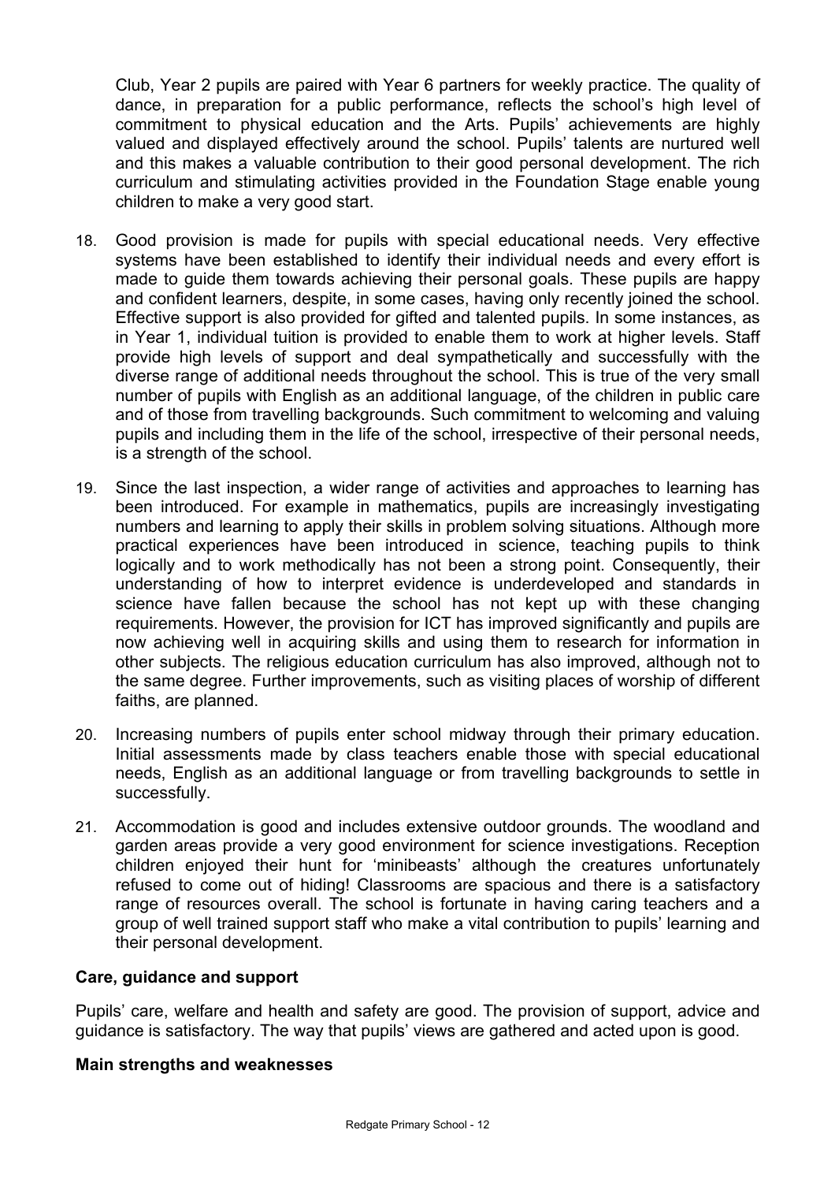Club, Year 2 pupils are paired with Year 6 partners for weekly practice. The quality of dance, in preparation for a public performance, reflects the school's high level of commitment to physical education and the Arts. Pupils' achievements are highly valued and displayed effectively around the school. Pupils' talents are nurtured well and this makes a valuable contribution to their good personal development. The rich curriculum and stimulating activities provided in the Foundation Stage enable young children to make a very good start.

18. Good provision is made for pupils with special educational needs. Very effective systems have been established to identify their individual needs and every effort is made to guide them towards achieving their personal goals. These pupils are happy and confident learners, despite, in some cases, having only recently joined the school. Effective support is also provided for gifted and talented pupils. In some instances, as in Year 1, individual tuition is provided to enable them to work at higher levels. Staff provide high levels of support and deal sympathetically and successfully with the diverse range of additional needs throughout the school. This is true of the very small number of pupils with English as an additional language, of the children in public care and of those from travelling backgrounds. Such commitment to welcoming and valuing pupils and including them in the life of the school, irrespective of their personal needs, is a strength of the school.

19. Since the last inspection, a wider range of activities and approaches to learning has been introduced. For example in mathematics, pupils are increasingly investigating numbers and learning to apply their skills in problem solving situations. Although more practical experiences have been introduced in science, teaching pupils to think logically and to work methodically has not been a strong point. Consequently, their understanding of how to interpret evidence is underdeveloped and standards in science have fallen because the school has not kept up with these changing requirements. However, the provision for ICT has improved significantly and pupils are now achieving well in acquiring skills and using them to research for information in other subjects. The religious education curriculum has also improved, although not to the same degree. Further improvements, such as visiting places of worship of different faiths, are planned.

20. Increasing numbers of pupils enter school midway through their primary education. Initial assessments made by class teachers enable those with special educational needs, English as an additional language or from travelling backgrounds to settle in successfully.

21. Accommodation is good and includes extensive outdoor grounds. The woodland and garden areas provide a very good environment for science investigations. Reception children enjoyed their hunt for 'minibeasts' although the creatures unfortunately refused to come out of hiding! Classrooms are spacious and there is a satisfactory range of resources overall. The school is fortunate in having caring teachers and a group of well trained support staff who make a vital contribution to pupils' learning and their personal development.

### Care, guidance and support

Pupils' care, welfare and health and safety are good. The provision of support, advice and guidance is satisfactory. The way that pupils' views are gathered and acted upon is good.

#### Main strengths and weaknesses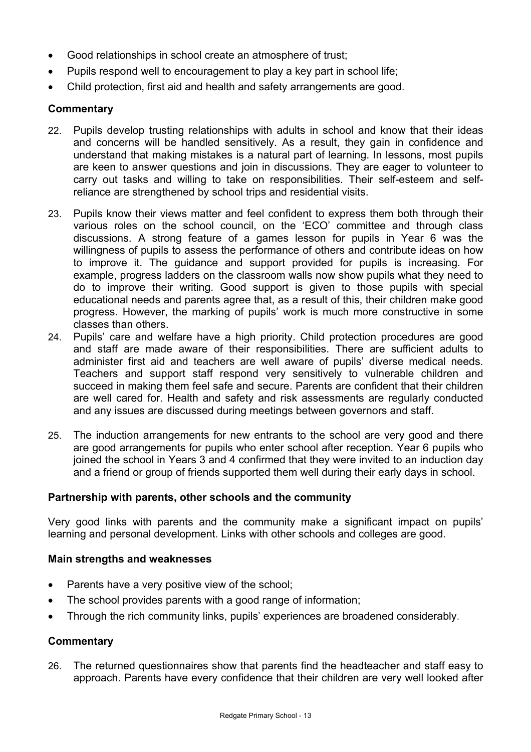- Good relationships in school create an atmosphere of trust;
- Pupils respond well to encouragement to play a key part in school life;
- Child protection, first aid and health and safety arrangements are good.

### Commentary

22. Pupils develop trusting relationships with adults in school and know that their ideas and concerns will be handled sensitively. As a result, they gain in confidence and understand that making mistakes is a natural part of learning. In lessons, most pupils are keen to answer questions and join in discussions. They are eager to volunteer to carry out tasks and willing to take on responsibilities. Their self-esteem and self-reliance are strengthened by school trips and residential visits.

23. Pupils know their views matter and feel confident to express them both through their various roles on the school council, on the 'ECO' committee and through class discussions. A strong feature of a games lesson for pupils in Year 6 was the willingness of pupils to assess the performance of others and contribute ideas on how to improve it. The guidance and support provided for pupils is increasing. For example, progress ladders on the classroom walls now show pupils what they need to do to improve their writing. Good support is given to those pupils with special educational needs and parents agree that, as a result of this, their children make good progress. However, the marking of pupils' work is much more constructive in some classes than others.

24. Pupils' care and welfare have a high priority. Child protection procedures are good and staff are made aware of their responsibilities. There are sufficient adults to administer first aid and teachers are well aware of pupils' diverse medical needs. Teachers and support staff respond very sensitively to vulnerable children and succeed in making them feel safe and secure. Parents are confident that their children are well cared for. Health and safety and risk assessments are regularly conducted and any issues are discussed during meetings between governors and staff.

25. The induction arrangements for new entrants to the school are very good and there are good arrangements for pupils who enter school after reception. Year 6 pupils who joined the school in Years 3 and 4 confirmed that they were invited to an induction day and a friend or group of friends supported them well during their early days in school.

### Partnership with parents, other schools and the community

Very good links with parents and the community make a significant impact on pupils' learning and personal development. Links with other schools and colleges are good.

### Main strengths and weaknesses

- Parents have a very positive view of the school;
- The school provides parents with a good range of information;
- Through the rich community links, pupils' experiences are broadened considerably.

### Commentary

26. The returned questionnaires show that parents find the headteacher and staff easy to approach. Parents have every confidence that their children are very well looked after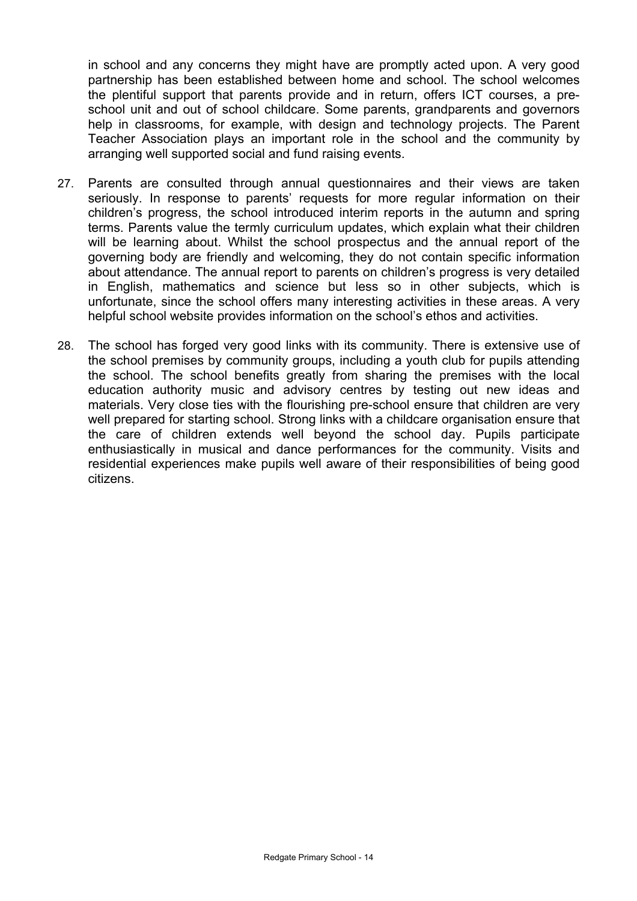in school and any concerns they might have are promptly acted upon. A very good partnership has been established between home and school. The school welcomes the plentiful support that parents provide and in return, offers ICT courses, a pre-school unit and out of school childcare. Some parents, grandparents and governors help in classrooms, for example, with design and technology projects. The Parent Teacher Association plays an important role in the school and the community by arranging well supported social and fund raising events.

27. Parents are consulted through annual questionnaires and their views are taken seriously. In response to parents' requests for more regular information on their children's progress, the school introduced interim reports in the autumn and spring terms. Parents value the termly curriculum updates, which explain what their children will be learning about. Whilst the school prospectus and the annual report of the governing body are friendly and welcoming, they do not contain specific information about attendance. The annual report to parents on children's progress is very detailed in English, mathematics and science but less so in other subjects, which is unfortunate, since the school offers many interesting activities in these areas. A very helpful school website provides information on the school's ethos and activities.

28. The school has forged very good links with its community. There is extensive use of the school premises by community groups, including a youth club for pupils attending the school. The school benefits greatly from sharing the premises with the local education authority music and advisory centres by testing out new ideas and materials. Very close ties with the flourishing pre-school ensure that children are very well prepared for starting school. Strong links with a childcare organisation ensure that the care of children extends well beyond the school day. Pupils participate enthusiastically in musical and dance performances for the community. Visits and residential experiences make pupils well aware of their responsibilities of being good citizens.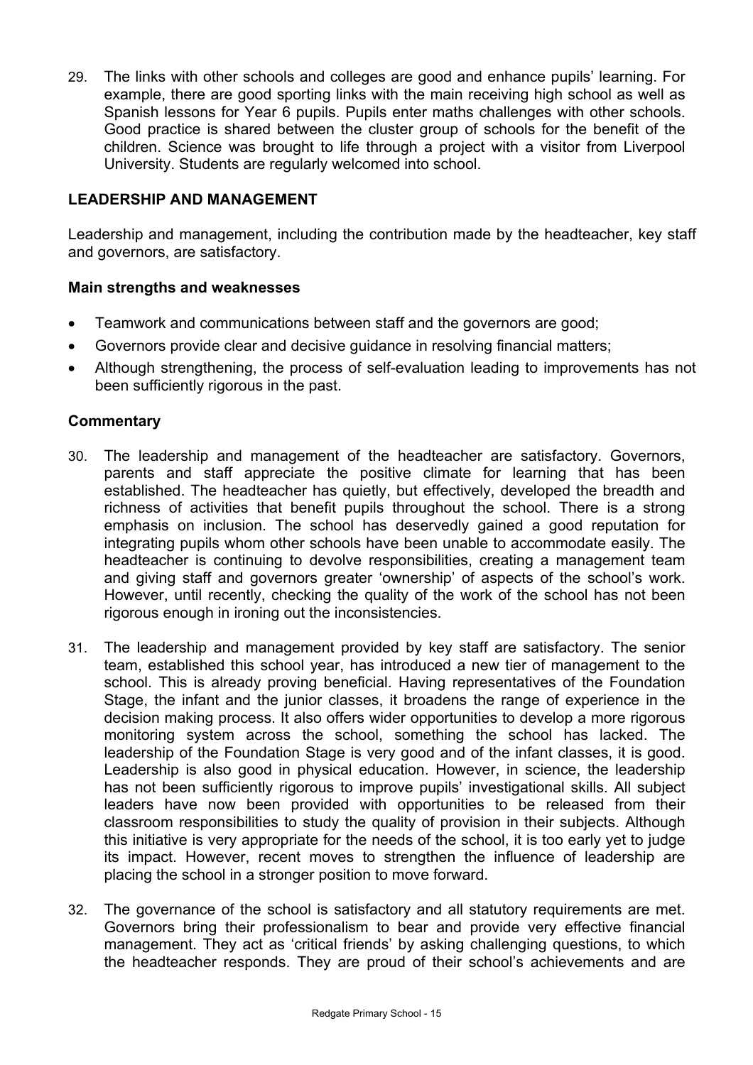29. The links with other schools and colleges are good and enhance pupils' learning. For example, there are good sporting links with the main receiving high school as well as Spanish lessons for Year 6 pupils. Pupils enter maths challenges with other schools. Good practice is shared between the cluster group of schools for the benefit of the children. Science was brought to life through a project with a visitor from Liverpool University. Students are regularly welcomed into school.

## LEADERSHIP AND MANAGEMENT

Leadership and management, including the contribution made by the headteacher, key staff and governors, are satisfactory.

### Main strengths and weaknesses

- Teamwork and communications between staff and the governors are good;
- Governors provide clear and decisive guidance in resolving financial matters;
- Although strengthening, the process of self-evaluation leading to improvements has not been sufficiently rigorous in the past.

### Commentary

30. The leadership and management of the headteacher are satisfactory. Governors, parents and staff appreciate the positive climate for learning that has been established. The headteacher has quietly, but effectively, developed the breadth and richness of activities that benefit pupils throughout the school. There is a strong emphasis on inclusion. The school has deservedly gained a good reputation for integrating pupils whom other schools have been unable to accommodate easily. The headteacher is continuing to devolve responsibilities, creating a management team and giving staff and governors greater 'ownership' of aspects of the school's work. However, until recently, checking the quality of the work of the school has not been rigorous enough in ironing out the inconsistencies.

31. The leadership and management provided by key staff are satisfactory. The senior team, established this school year, has introduced a new tier of management to the school. This is already proving beneficial. Having representatives of the Foundation Stage, the infant and the junior classes, it broadens the range of experience in the decision making process. It also offers wider opportunities to develop a more rigorous monitoring system across the school, something the school has lacked. The leadership of the Foundation Stage is very good and of the infant classes, it is good. Leadership is also good in physical education. However, in science, the leadership has not been sufficiently rigorous to improve pupils' investigational skills. All subject leaders have now been provided with opportunities to be released from their classroom responsibilities to study the quality of provision in their subjects. Although this initiative is very appropriate for the needs of the school, it is too early yet to judge its impact. However, recent moves to strengthen the influence of leadership are placing the school in a stronger position to move forward.

32. The governance of the school is satisfactory and all statutory requirements are met. Governors bring their professionalism to bear and provide very effective financial management. They act as 'critical friends' by asking challenging questions, to which the headteacher responds. They are proud of their school's achievements and are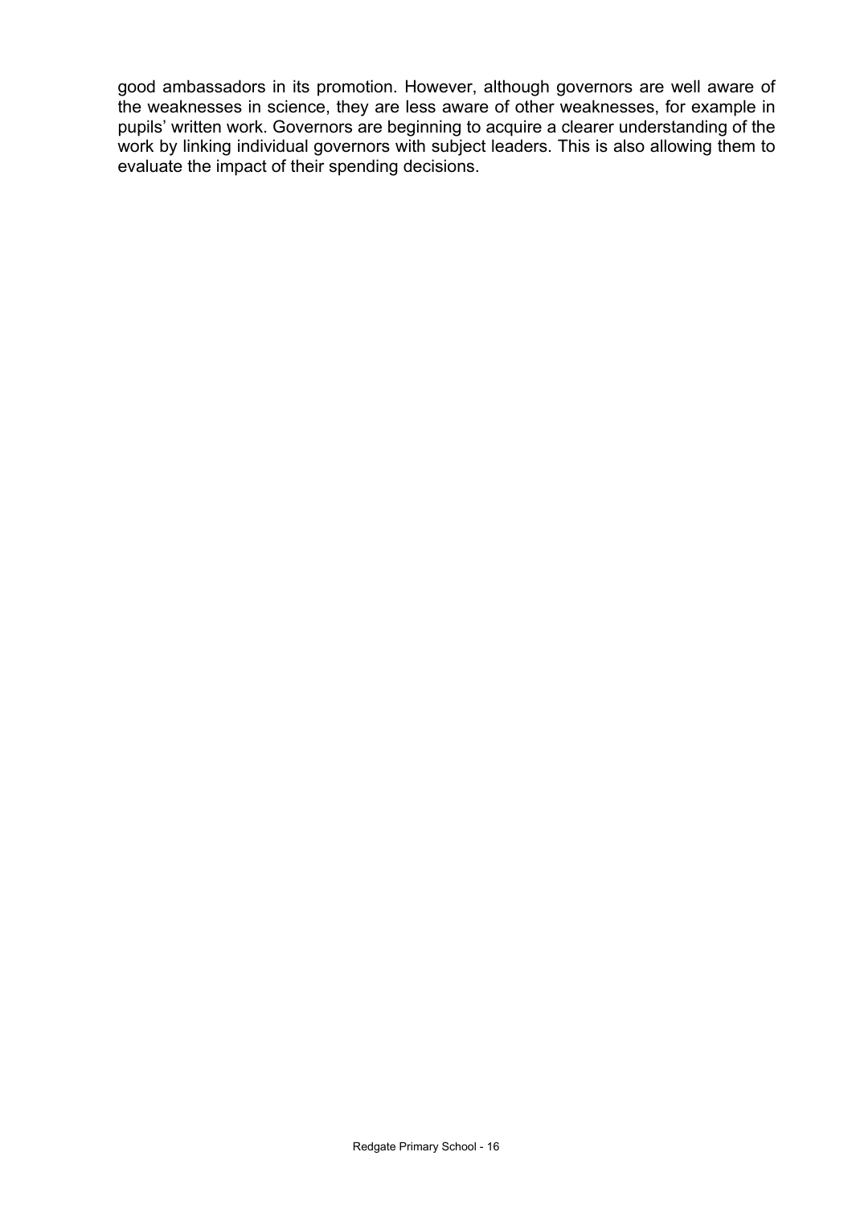good ambassadors in its promotion. However, although governors are well aware of the weaknesses in science, they are less aware of other weaknesses, for example in pupils' written work. Governors are beginning to acquire a clearer understanding of the work by linking individual governors with subject leaders. This is also allowing them to evaluate the impact of their spending decisions.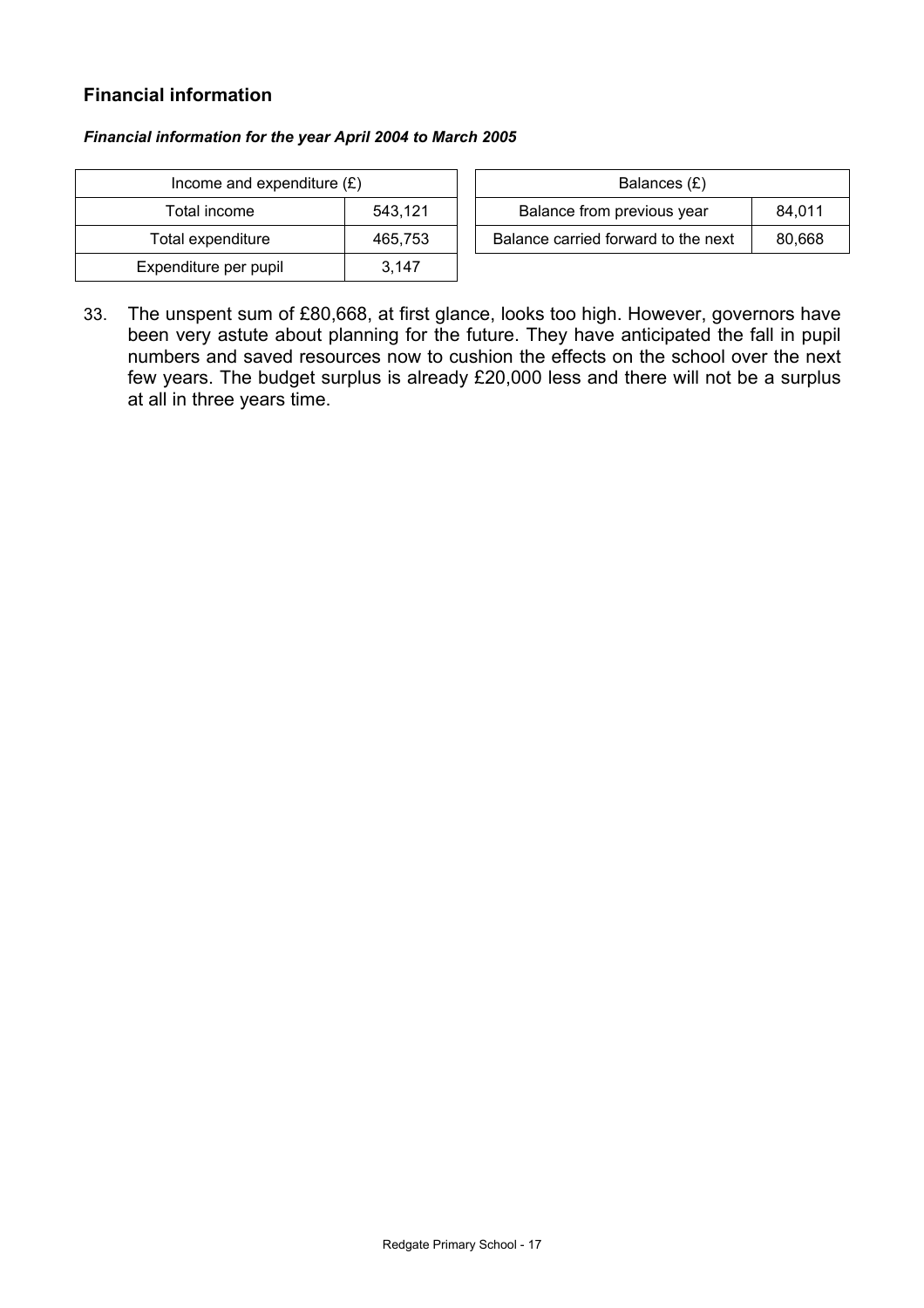## Financial information

***Financial information for the year April 2004 to March 2005***

| Income and expenditure (£) | |
|---|---|
| Total income | 543,121 |
| Total expenditure | 465,753 |
| Expenditure per pupil | 3,147 |

| Balances (£) | |
|---|---|
| Balance from previous year | 84,011 |
| Balance carried forward to the next | 80,668 |

33. The unspent sum of £80,668, at first glance, looks too high. However, governors have been very astute about planning for the future. They have anticipated the fall in pupil numbers and saved resources now to cushion the effects on the school over the next few years. The budget surplus is already £20,000 less and there will not be a surplus at all in three years time.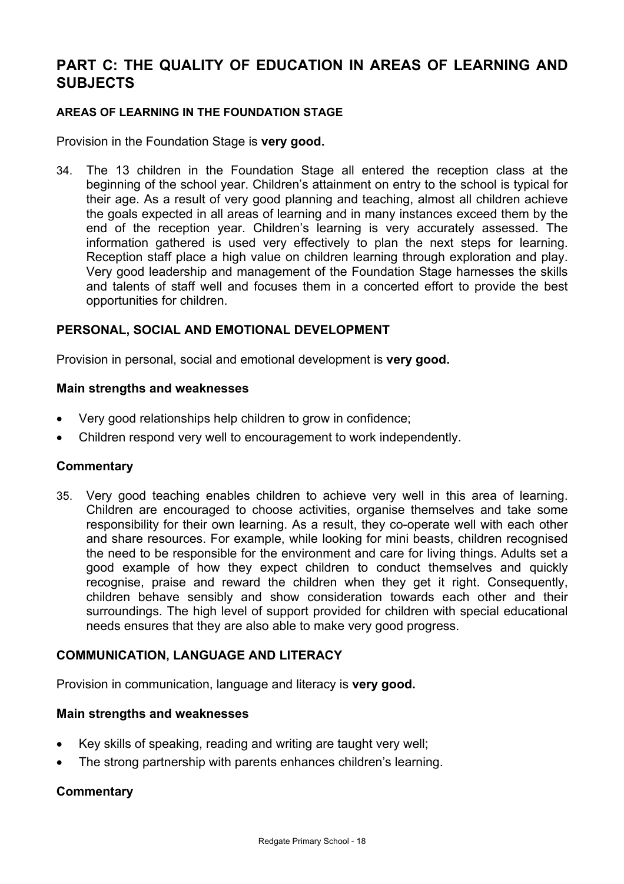# PART C: THE QUALITY OF EDUCATION IN AREAS OF LEARNING AND SUBJECTS

### AREAS OF LEARNING IN THE FOUNDATION STAGE

Provision in the Foundation Stage is **very good.**

34. The 13 children in the Foundation Stage all entered the reception class at the beginning of the school year. Children's attainment on entry to the school is typical for their age. As a result of very good planning and teaching, almost all children achieve the goals expected in all areas of learning and in many instances exceed them by the end of the reception year. Children's learning is very accurately assessed. The information gathered is used very effectively to plan the next steps for learning. Reception staff place a high value on children learning through exploration and play. Very good leadership and management of the Foundation Stage harnesses the skills and talents of staff well and focuses them in a concerted effort to provide the best opportunities for children.

### PERSONAL, SOCIAL AND EMOTIONAL DEVELOPMENT

Provision in personal, social and emotional development is **very good.**

#### Main strengths and weaknesses

- Very good relationships help children to grow in confidence;
- Children respond very well to encouragement to work independently.

#### Commentary

35. Very good teaching enables children to achieve very well in this area of learning. Children are encouraged to choose activities, organise themselves and take some responsibility for their own learning. As a result, they co-operate well with each other and share resources. For example, while looking for mini beasts, children recognised the need to be responsible for the environment and care for living things. Adults set a good example of how they expect children to conduct themselves and quickly recognise, praise and reward the children when they get it right. Consequently, children behave sensibly and show consideration towards each other and their surroundings. The high level of support provided for children with special educational needs ensures that they are also able to make very good progress.

### COMMUNICATION, LANGUAGE AND LITERACY

Provision in communication, language and literacy is **very good.**

#### Main strengths and weaknesses

- Key skills of speaking, reading and writing are taught very well;
- The strong partnership with parents enhances children's learning.

#### Commentary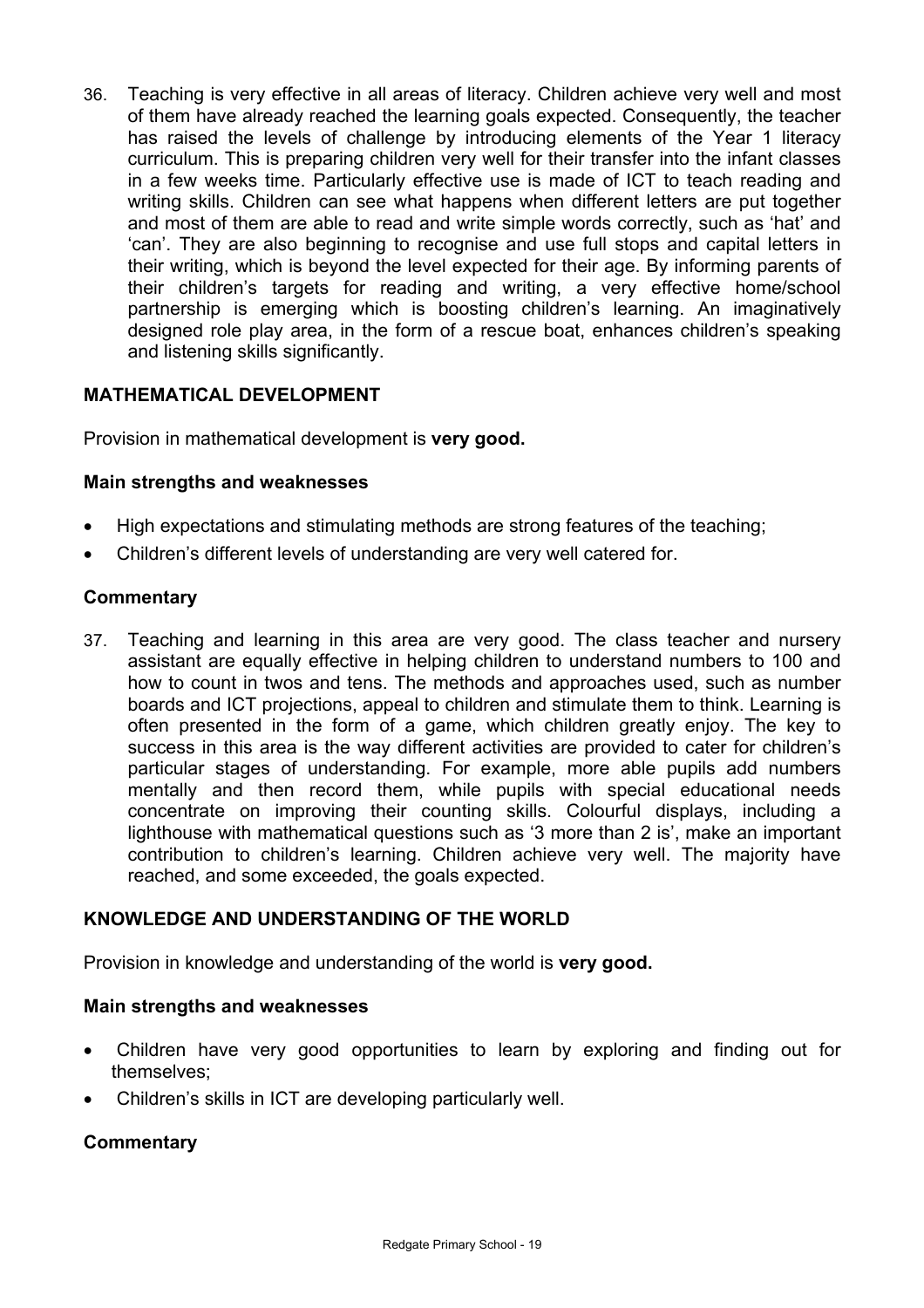36. Teaching is very effective in all areas of literacy. Children achieve very well and most of them have already reached the learning goals expected. Consequently, the teacher has raised the levels of challenge by introducing elements of the Year 1 literacy curriculum. This is preparing children very well for their transfer into the infant classes in a few weeks time. Particularly effective use is made of ICT to teach reading and writing skills. Children can see what happens when different letters are put together and most of them are able to read and write simple words correctly, such as 'hat' and 'can'. They are also beginning to recognise and use full stops and capital letters in their writing, which is beyond the level expected for their age. By informing parents of their children's targets for reading and writing, a very effective home/school partnership is emerging which is boosting children's learning. An imaginatively designed role play area, in the form of a rescue boat, enhances children's speaking and listening skills significantly.

## MATHEMATICAL DEVELOPMENT

Provision in mathematical development is **very good.**

### Main strengths and weaknesses

- High expectations and stimulating methods are strong features of the teaching;
- Children's different levels of understanding are very well catered for.

### Commentary

37. Teaching and learning in this area are very good. The class teacher and nursery assistant are equally effective in helping children to understand numbers to 100 and how to count in twos and tens. The methods and approaches used, such as number boards and ICT projections, appeal to children and stimulate them to think. Learning is often presented in the form of a game, which children greatly enjoy. The key to success in this area is the way different activities are provided to cater for children's particular stages of understanding. For example, more able pupils add numbers mentally and then record them, while pupils with special educational needs concentrate on improving their counting skills. Colourful displays, including a lighthouse with mathematical questions such as '3 more than 2 is', make an important contribution to children's learning. Children achieve very well. The majority have reached, and some exceeded, the goals expected.

## KNOWLEDGE AND UNDERSTANDING OF THE WORLD

Provision in knowledge and understanding of the world is **very good.**

### Main strengths and weaknesses

- Children have very good opportunities to learn by exploring and finding out for themselves;
- Children's skills in ICT are developing particularly well.

### Commentary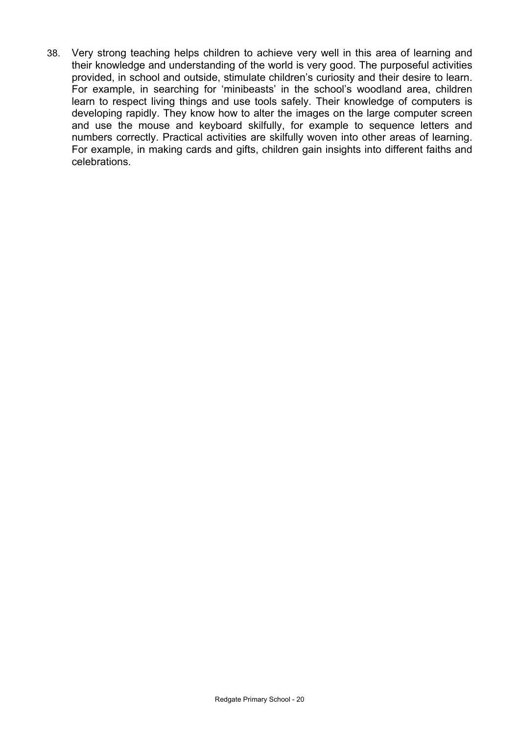38. Very strong teaching helps children to achieve very well in this area of learning and their knowledge and understanding of the world is very good. The purposeful activities provided, in school and outside, stimulate children's curiosity and their desire to learn. For example, in searching for 'minibeasts' in the school's woodland area, children learn to respect living things and use tools safely. Their knowledge of computers is developing rapidly. They know how to alter the images on the large computer screen and use the mouse and keyboard skilfully, for example to sequence letters and numbers correctly. Practical activities are skilfully woven into other areas of learning. For example, in making cards and gifts, children gain insights into different faiths and celebrations.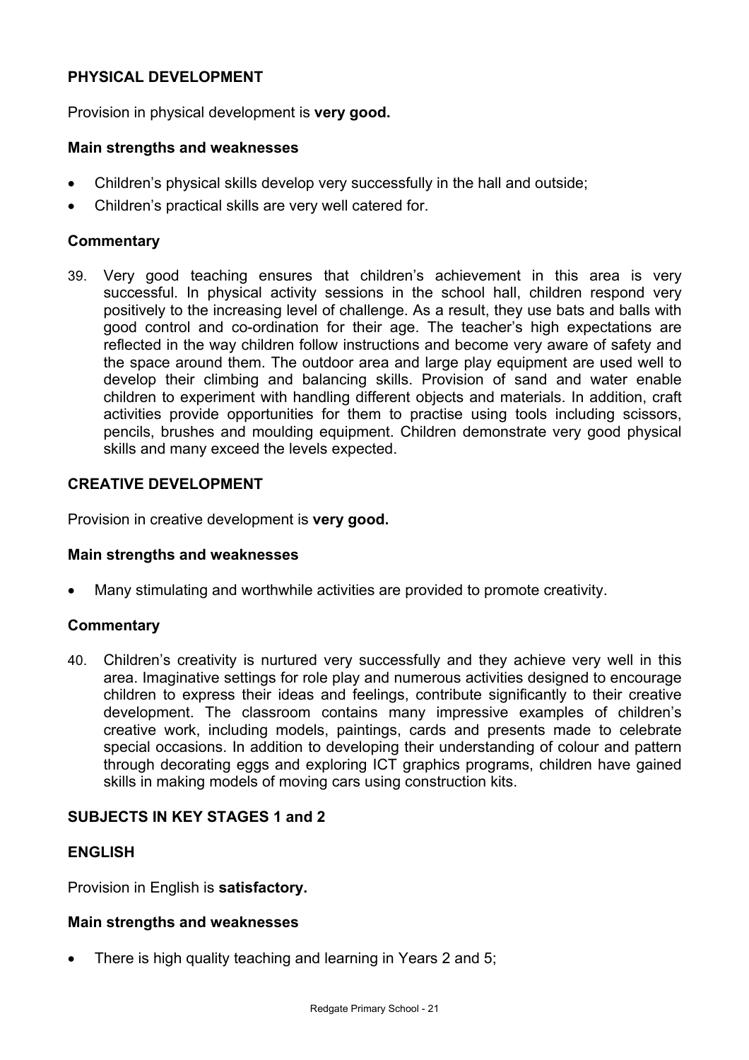## PHYSICAL DEVELOPMENT

Provision in physical development is **very good.**

### Main strengths and weaknesses

- Children's physical skills develop very successfully in the hall and outside;
- Children's practical skills are very well catered for.

### Commentary

39. Very good teaching ensures that children's achievement in this area is very successful. In physical activity sessions in the school hall, children respond very positively to the increasing level of challenge. As a result, they use bats and balls with good control and co-ordination for their age. The teacher's high expectations are reflected in the way children follow instructions and become very aware of safety and the space around them. The outdoor area and large play equipment are used well to develop their climbing and balancing skills. Provision of sand and water enable children to experiment with handling different objects and materials. In addition, craft activities provide opportunities for them to practise using tools including scissors, pencils, brushes and moulding equipment. Children demonstrate very good physical skills and many exceed the levels expected.

## CREATIVE DEVELOPMENT

Provision in creative development is **very good.**

### Main strengths and weaknesses

- Many stimulating and worthwhile activities are provided to promote creativity.

### Commentary

40. Children's creativity is nurtured very successfully and they achieve very well in this area. Imaginative settings for role play and numerous activities designed to encourage children to express their ideas and feelings, contribute significantly to their creative development. The classroom contains many impressive examples of children's creative work, including models, paintings, cards and presents made to celebrate special occasions. In addition to developing their understanding of colour and pattern through decorating eggs and exploring ICT graphics programs, children have gained skills in making models of moving cars using construction kits.

## SUBJECTS IN KEY STAGES 1 and 2

## ENGLISH

Provision in English is **satisfactory.**

### Main strengths and weaknesses

- There is high quality teaching and learning in Years 2 and 5;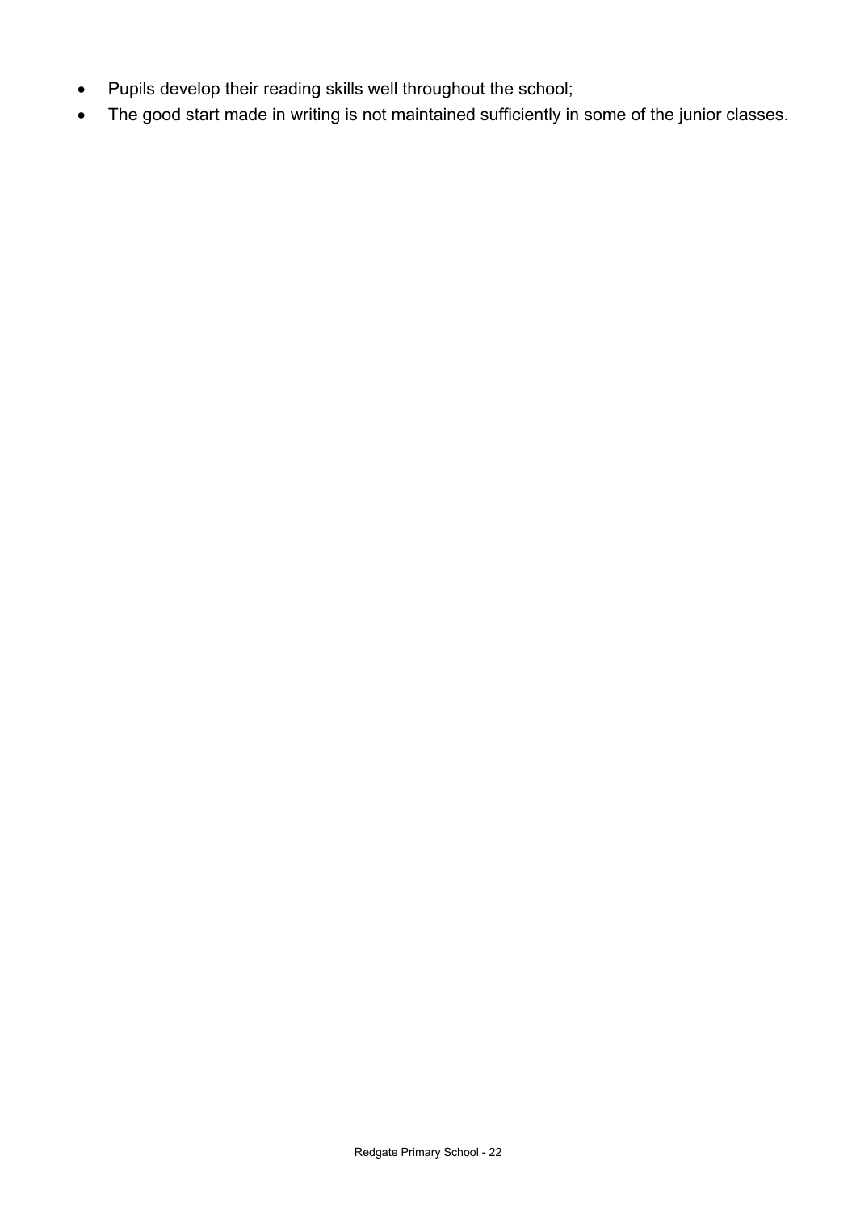- Pupils develop their reading skills well throughout the school;
- The good start made in writing is not maintained sufficiently in some of the junior classes.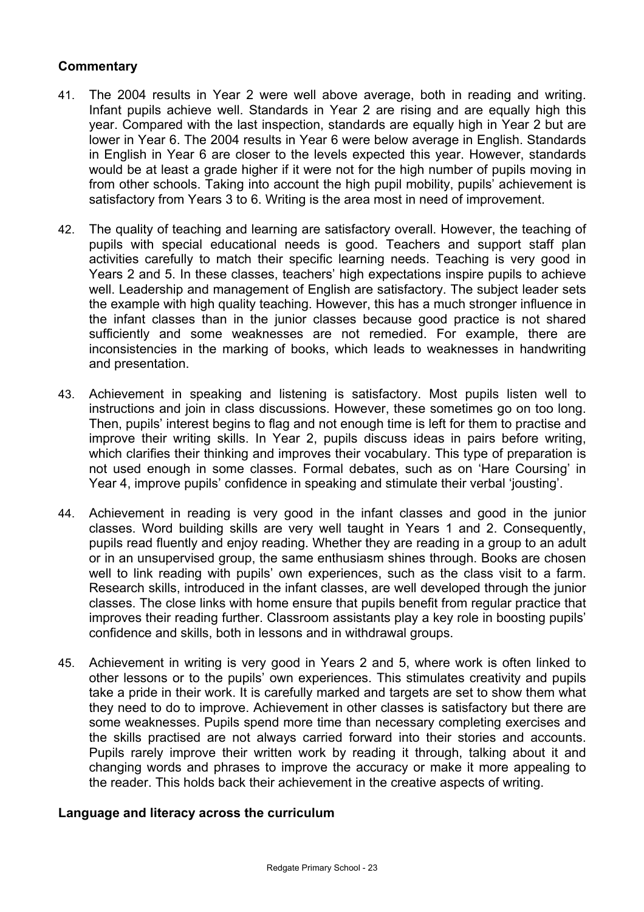### Commentary

41. The 2004 results in Year 2 were well above average, both in reading and writing. Infant pupils achieve well. Standards in Year 2 are rising and are equally high this year. Compared with the last inspection, standards are equally high in Year 2 but are lower in Year 6. The 2004 results in Year 6 were below average in English. Standards in English in Year 6 are closer to the levels expected this year. However, standards would be at least a grade higher if it were not for the high number of pupils moving in from other schools. Taking into account the high pupil mobility, pupils' achievement is satisfactory from Years 3 to 6. Writing is the area most in need of improvement.

42. The quality of teaching and learning are satisfactory overall. However, the teaching of pupils with special educational needs is good. Teachers and support staff plan activities carefully to match their specific learning needs. Teaching is very good in Years 2 and 5. In these classes, teachers' high expectations inspire pupils to achieve well. Leadership and management of English are satisfactory. The subject leader sets the example with high quality teaching. However, this has a much stronger influence in the infant classes than in the junior classes because good practice is not shared sufficiently and some weaknesses are not remedied. For example, there are inconsistencies in the marking of books, which leads to weaknesses in handwriting and presentation.

43. Achievement in speaking and listening is satisfactory. Most pupils listen well to instructions and join in class discussions. However, these sometimes go on too long. Then, pupils' interest begins to flag and not enough time is left for them to practise and improve their writing skills. In Year 2, pupils discuss ideas in pairs before writing, which clarifies their thinking and improves their vocabulary. This type of preparation is not used enough in some classes. Formal debates, such as on 'Hare Coursing' in Year 4, improve pupils' confidence in speaking and stimulate their verbal 'jousting'.

44. Achievement in reading is very good in the infant classes and good in the junior classes. Word building skills are very well taught in Years 1 and 2. Consequently, pupils read fluently and enjoy reading. Whether they are reading in a group to an adult or in an unsupervised group, the same enthusiasm shines through. Books are chosen well to link reading with pupils' own experiences, such as the class visit to a farm. Research skills, introduced in the infant classes, are well developed through the junior classes. The close links with home ensure that pupils benefit from regular practice that improves their reading further. Classroom assistants play a key role in boosting pupils' confidence and skills, both in lessons and in withdrawal groups.

45. Achievement in writing is very good in Years 2 and 5, where work is often linked to other lessons or to the pupils' own experiences. This stimulates creativity and pupils take a pride in their work. It is carefully marked and targets are set to show them what they need to do to improve. Achievement in other classes is satisfactory but there are some weaknesses. Pupils spend more time than necessary completing exercises and the skills practised are not always carried forward into their stories and accounts. Pupils rarely improve their written work by reading it through, talking about it and changing words and phrases to improve the accuracy or make it more appealing to the reader. This holds back their achievement in the creative aspects of writing.

### Language and literacy across the curriculum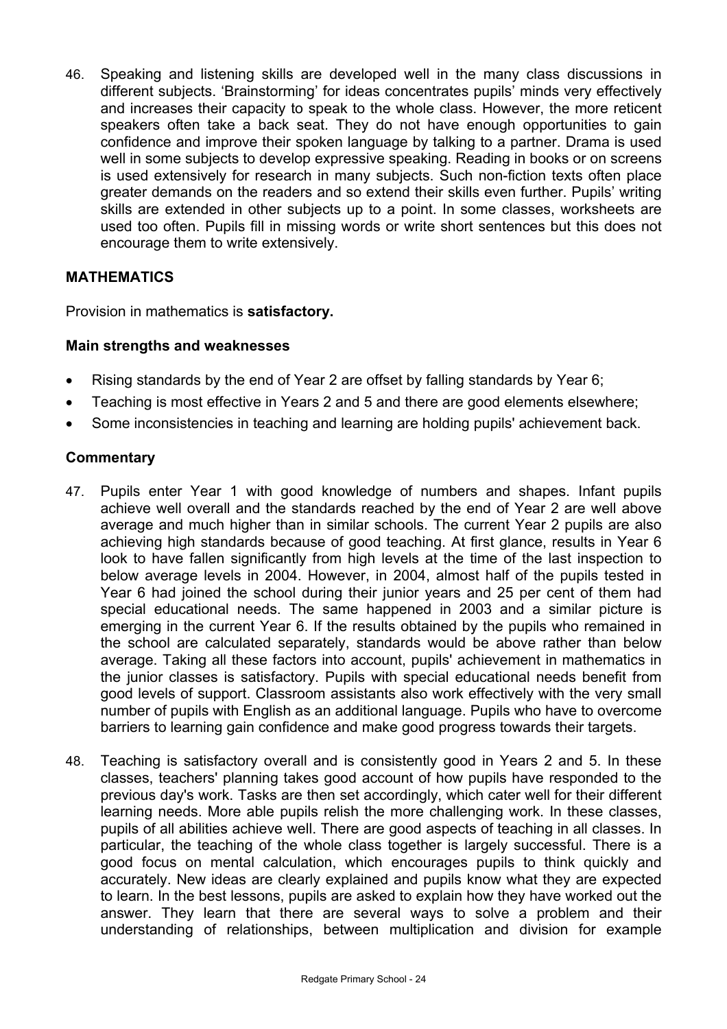46. Speaking and listening skills are developed well in the many class discussions in different subjects. 'Brainstorming' for ideas concentrates pupils' minds very effectively and increases their capacity to speak to the whole class. However, the more reticent speakers often take a back seat. They do not have enough opportunities to gain confidence and improve their spoken language by talking to a partner. Drama is used well in some subjects to develop expressive speaking. Reading in books or on screens is used extensively for research in many subjects. Such non-fiction texts often place greater demands on the readers and so extend their skills even further. Pupils' writing skills are extended in other subjects up to a point. In some classes, worksheets are used too often. Pupils fill in missing words or write short sentences but this does not encourage them to write extensively.

## MATHEMATICS

Provision in mathematics is **satisfactory.**

### Main strengths and weaknesses

- Rising standards by the end of Year 2 are offset by falling standards by Year 6;
- Teaching is most effective in Years 2 and 5 and there are good elements elsewhere;
- Some inconsistencies in teaching and learning are holding pupils' achievement back.

### Commentary

47. Pupils enter Year 1 with good knowledge of numbers and shapes. Infant pupils achieve well overall and the standards reached by the end of Year 2 are well above average and much higher than in similar schools. The current Year 2 pupils are also achieving high standards because of good teaching. At first glance, results in Year 6 look to have fallen significantly from high levels at the time of the last inspection to below average levels in 2004. However, in 2004, almost half of the pupils tested in Year 6 had joined the school during their junior years and 25 per cent of them had special educational needs. The same happened in 2003 and a similar picture is emerging in the current Year 6. If the results obtained by the pupils who remained in the school are calculated separately, standards would be above rather than below average. Taking all these factors into account, pupils' achievement in mathematics in the junior classes is satisfactory. Pupils with special educational needs benefit from good levels of support. Classroom assistants also work effectively with the very small number of pupils with English as an additional language. Pupils who have to overcome barriers to learning gain confidence and make good progress towards their targets.

48. Teaching is satisfactory overall and is consistently good in Years 2 and 5. In these classes, teachers' planning takes good account of how pupils have responded to the previous day's work. Tasks are then set accordingly, which cater well for their different learning needs. More able pupils relish the more challenging work. In these classes, pupils of all abilities achieve well. There are good aspects of teaching in all classes. In particular, the teaching of the whole class together is largely successful. There is a good focus on mental calculation, which encourages pupils to think quickly and accurately. New ideas are clearly explained and pupils know what they are expected to learn. In the best lessons, pupils are asked to explain how they have worked out the answer. They learn that there are several ways to solve a problem and their understanding of relationships, between multiplication and division for example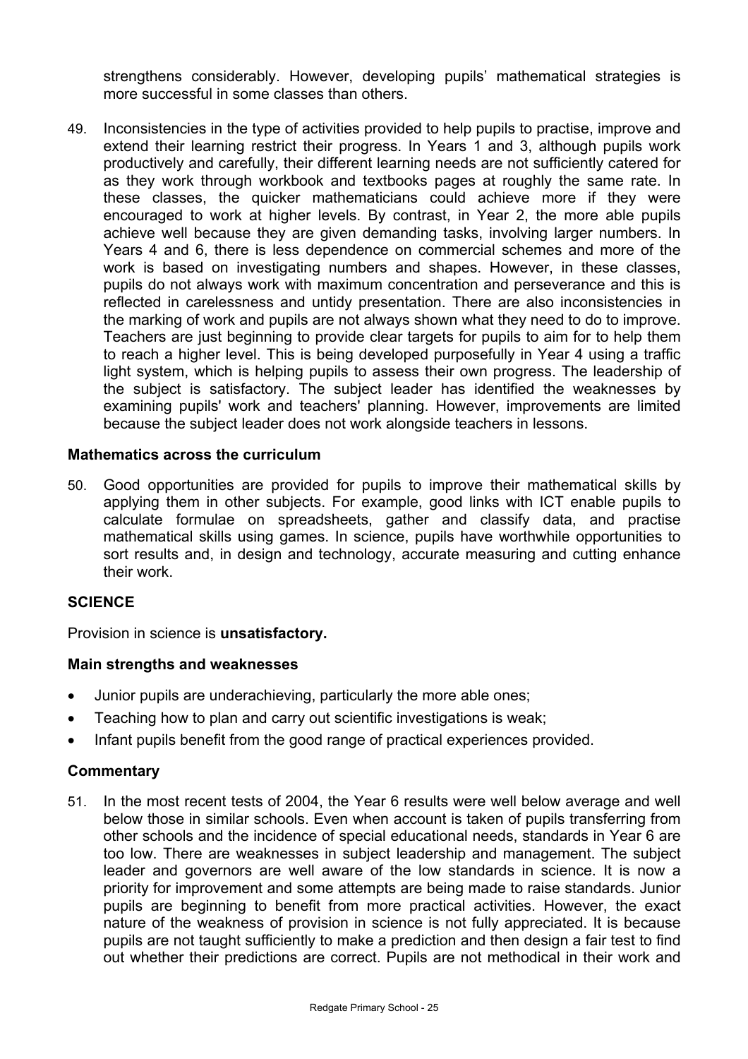strengthens considerably. However, developing pupils' mathematical strategies is more successful in some classes than others.

49. Inconsistencies in the type of activities provided to help pupils to practise, improve and extend their learning restrict their progress. In Years 1 and 3, although pupils work productively and carefully, their different learning needs are not sufficiently catered for as they work through workbook and textbooks pages at roughly the same rate. In these classes, the quicker mathematicians could achieve more if they were encouraged to work at higher levels. By contrast, in Year 2, the more able pupils achieve well because they are given demanding tasks, involving larger numbers. In Years 4 and 6, there is less dependence on commercial schemes and more of the work is based on investigating numbers and shapes. However, in these classes, pupils do not always work with maximum concentration and perseverance and this is reflected in carelessness and untidy presentation. There are also inconsistencies in the marking of work and pupils are not always shown what they need to do to improve. Teachers are just beginning to provide clear targets for pupils to aim for to help them to reach a higher level. This is being developed purposefully in Year 4 using a traffic light system, which is helping pupils to assess their own progress. The leadership of the subject is satisfactory. The subject leader has identified the weaknesses by examining pupils' work and teachers' planning. However, improvements are limited because the subject leader does not work alongside teachers in lessons.

### Mathematics across the curriculum

50. Good opportunities are provided for pupils to improve their mathematical skills by applying them in other subjects. For example, good links with ICT enable pupils to calculate formulae on spreadsheets, gather and classify data, and practise mathematical skills using games. In science, pupils have worthwhile opportunities to sort results and, in design and technology, accurate measuring and cutting enhance their work.

## SCIENCE

Provision in science is **unsatisfactory.**

### Main strengths and weaknesses

- Junior pupils are underachieving, particularly the more able ones;
- Teaching how to plan and carry out scientific investigations is weak;
- Infant pupils benefit from the good range of practical experiences provided.

### Commentary

51. In the most recent tests of 2004, the Year 6 results were well below average and well below those in similar schools. Even when account is taken of pupils transferring from other schools and the incidence of special educational needs, standards in Year 6 are too low. There are weaknesses in subject leadership and management. The subject leader and governors are well aware of the low standards in science. It is now a priority for improvement and some attempts are being made to raise standards. Junior pupils are beginning to benefit from more practical activities. However, the exact nature of the weakness of provision in science is not fully appreciated. It is because pupils are not taught sufficiently to make a prediction and then design a fair test to find out whether their predictions are correct. Pupils are not methodical in their work and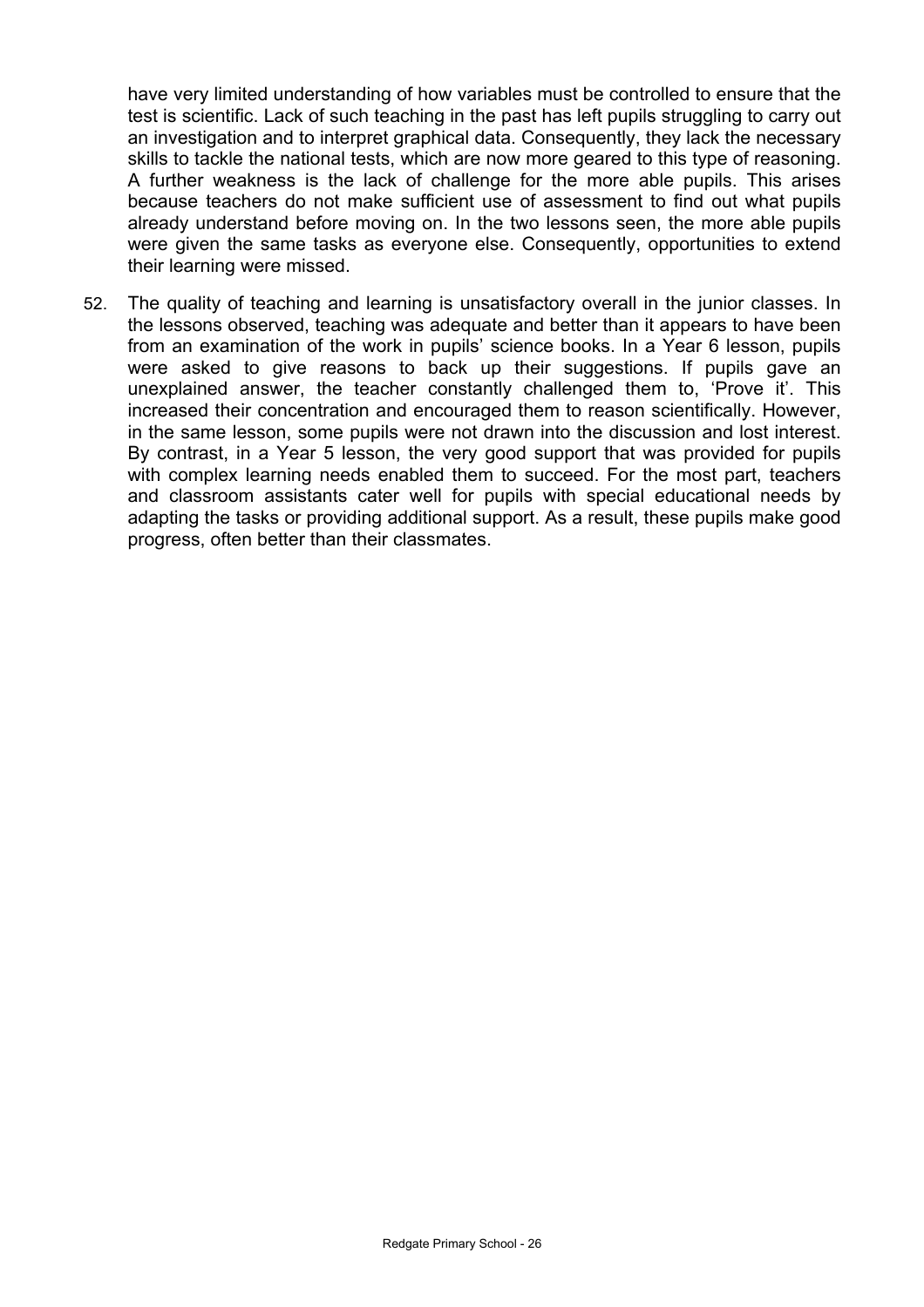have very limited understanding of how variables must be controlled to ensure that the test is scientific. Lack of such teaching in the past has left pupils struggling to carry out an investigation and to interpret graphical data. Consequently, they lack the necessary skills to tackle the national tests, which are now more geared to this type of reasoning. A further weakness is the lack of challenge for the more able pupils. This arises because teachers do not make sufficient use of assessment to find out what pupils already understand before moving on. In the two lessons seen, the more able pupils were given the same tasks as everyone else. Consequently, opportunities to extend their learning were missed.

52. The quality of teaching and learning is unsatisfactory overall in the junior classes. In the lessons observed, teaching was adequate and better than it appears to have been from an examination of the work in pupils' science books. In a Year 6 lesson, pupils were asked to give reasons to back up their suggestions. If pupils gave an unexplained answer, the teacher constantly challenged them to, 'Prove it'. This increased their concentration and encouraged them to reason scientifically. However, in the same lesson, some pupils were not drawn into the discussion and lost interest. By contrast, in a Year 5 lesson, the very good support that was provided for pupils with complex learning needs enabled them to succeed. For the most part, teachers and classroom assistants cater well for pupils with special educational needs by adapting the tasks or providing additional support. As a result, these pupils make good progress, often better than their classmates.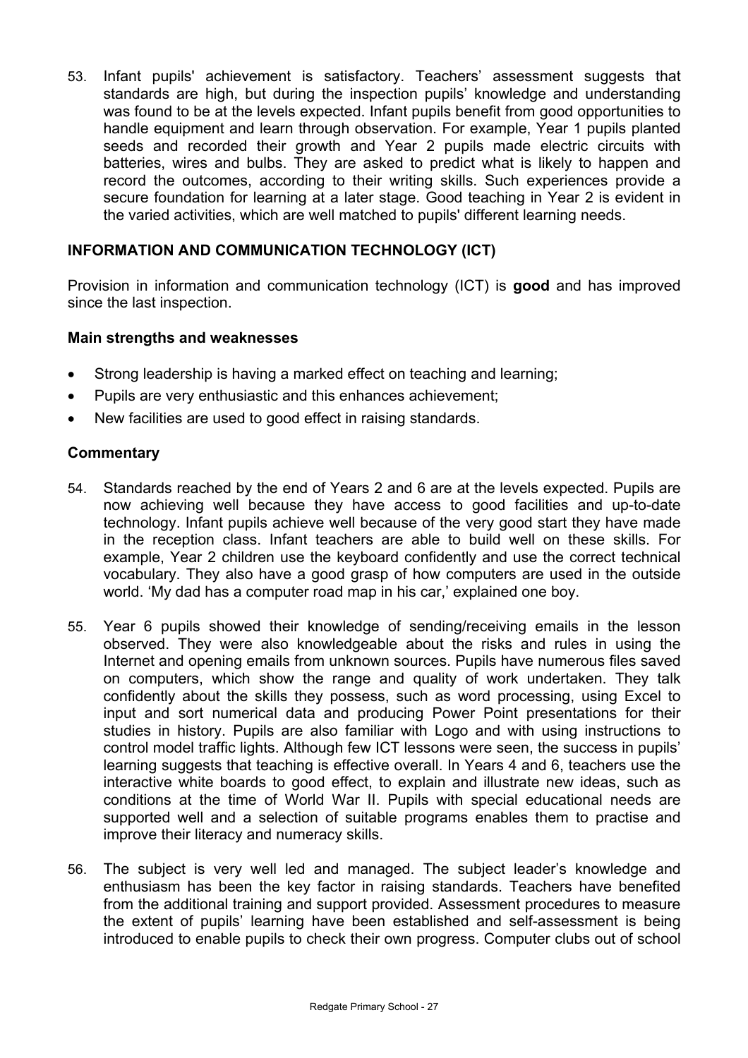53. Infant pupils' achievement is satisfactory. Teachers' assessment suggests that standards are high, but during the inspection pupils' knowledge and understanding was found to be at the levels expected. Infant pupils benefit from good opportunities to handle equipment and learn through observation. For example, Year 1 pupils planted seeds and recorded their growth and Year 2 pupils made electric circuits with batteries, wires and bulbs. They are asked to predict what is likely to happen and record the outcomes, according to their writing skills. Such experiences provide a secure foundation for learning at a later stage. Good teaching in Year 2 is evident in the varied activities, which are well matched to pupils' different learning needs.

## INFORMATION AND COMMUNICATION TECHNOLOGY (ICT)

Provision in information and communication technology (ICT) is **good** and has improved since the last inspection.

### Main strengths and weaknesses

- Strong leadership is having a marked effect on teaching and learning;
- Pupils are very enthusiastic and this enhances achievement;
- New facilities are used to good effect in raising standards.

### Commentary

54. Standards reached by the end of Years 2 and 6 are at the levels expected. Pupils are now achieving well because they have access to good facilities and up-to-date technology. Infant pupils achieve well because of the very good start they have made in the reception class. Infant teachers are able to build well on these skills. For example, Year 2 children use the keyboard confidently and use the correct technical vocabulary. They also have a good grasp of how computers are used in the outside world. 'My dad has a computer road map in his car,' explained one boy.

55. Year 6 pupils showed their knowledge of sending/receiving emails in the lesson observed. They were also knowledgeable about the risks and rules in using the Internet and opening emails from unknown sources. Pupils have numerous files saved on computers, which show the range and quality of work undertaken. They talk confidently about the skills they possess, such as word processing, using Excel to input and sort numerical data and producing Power Point presentations for their studies in history. Pupils are also familiar with Logo and with using instructions to control model traffic lights. Although few ICT lessons were seen, the success in pupils' learning suggests that teaching is effective overall. In Years 4 and 6, teachers use the interactive white boards to good effect, to explain and illustrate new ideas, such as conditions at the time of World War II. Pupils with special educational needs are supported well and a selection of suitable programs enables them to practise and improve their literacy and numeracy skills.

56. The subject is very well led and managed. The subject leader's knowledge and enthusiasm has been the key factor in raising standards. Teachers have benefited from the additional training and support provided. Assessment procedures to measure the extent of pupils' learning have been established and self-assessment is being introduced to enable pupils to check their own progress. Computer clubs out of school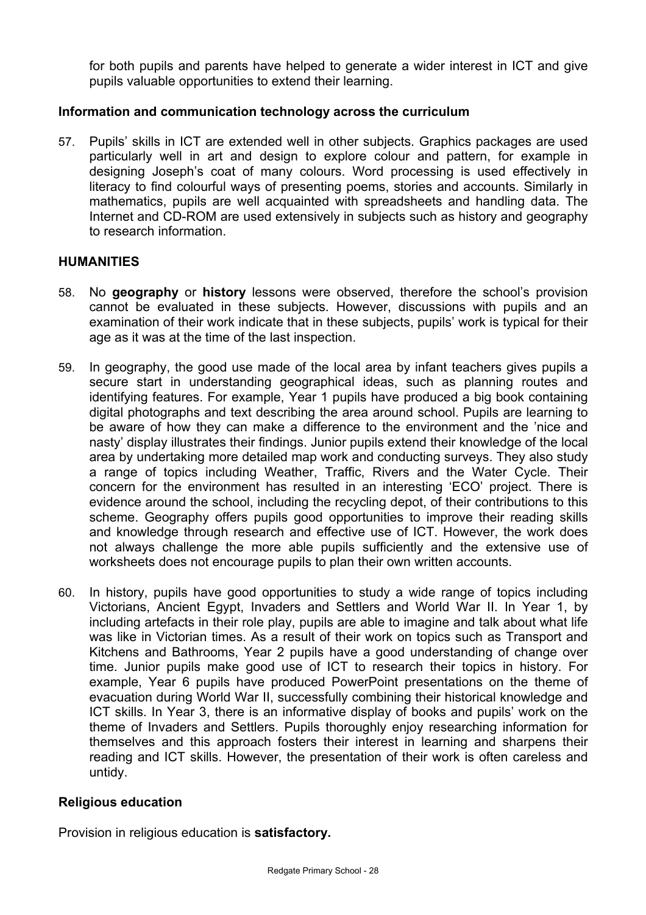for both pupils and parents have helped to generate a wider interest in ICT and give pupils valuable opportunities to extend their learning.

### Information and communication technology across the curriculum

57. Pupils' skills in ICT are extended well in other subjects. Graphics packages are used particularly well in art and design to explore colour and pattern, for example in designing Joseph's coat of many colours. Word processing is used effectively in literacy to find colourful ways of presenting poems, stories and accounts. Similarly in mathematics, pupils are well acquainted with spreadsheets and handling data. The Internet and CD-ROM are used extensively in subjects such as history and geography to research information.

## HUMANITIES

58. No **geography** or **history** lessons were observed, therefore the school's provision cannot be evaluated in these subjects. However, discussions with pupils and an examination of their work indicate that in these subjects, pupils' work is typical for their age as it was at the time of the last inspection.

59. In geography, the good use made of the local area by infant teachers gives pupils a secure start in understanding geographical ideas, such as planning routes and identifying features. For example, Year 1 pupils have produced a big book containing digital photographs and text describing the area around school. Pupils are learning to be aware of how they can make a difference to the environment and the 'nice and nasty' display illustrates their findings. Junior pupils extend their knowledge of the local area by undertaking more detailed map work and conducting surveys. They also study a range of topics including Weather, Traffic, Rivers and the Water Cycle. Their concern for the environment has resulted in an interesting 'ECO' project. There is evidence around the school, including the recycling depot, of their contributions to this scheme. Geography offers pupils good opportunities to improve their reading skills and knowledge through research and effective use of ICT. However, the work does not always challenge the more able pupils sufficiently and the extensive use of worksheets does not encourage pupils to plan their own written accounts.

60. In history, pupils have good opportunities to study a wide range of topics including Victorians, Ancient Egypt, Invaders and Settlers and World War II. In Year 1, by including artefacts in their role play, pupils are able to imagine and talk about what life was like in Victorian times. As a result of their work on topics such as Transport and Kitchens and Bathrooms, Year 2 pupils have a good understanding of change over time. Junior pupils make good use of ICT to research their topics in history. For example, Year 6 pupils have produced PowerPoint presentations on the theme of evacuation during World War II, successfully combining their historical knowledge and ICT skills. In Year 3, there is an informative display of books and pupils' work on the theme of Invaders and Settlers. Pupils thoroughly enjoy researching information for themselves and this approach fosters their interest in learning and sharpens their reading and ICT skills. However, the presentation of their work is often careless and untidy.

### Religious education

Provision in religious education is **satisfactory.**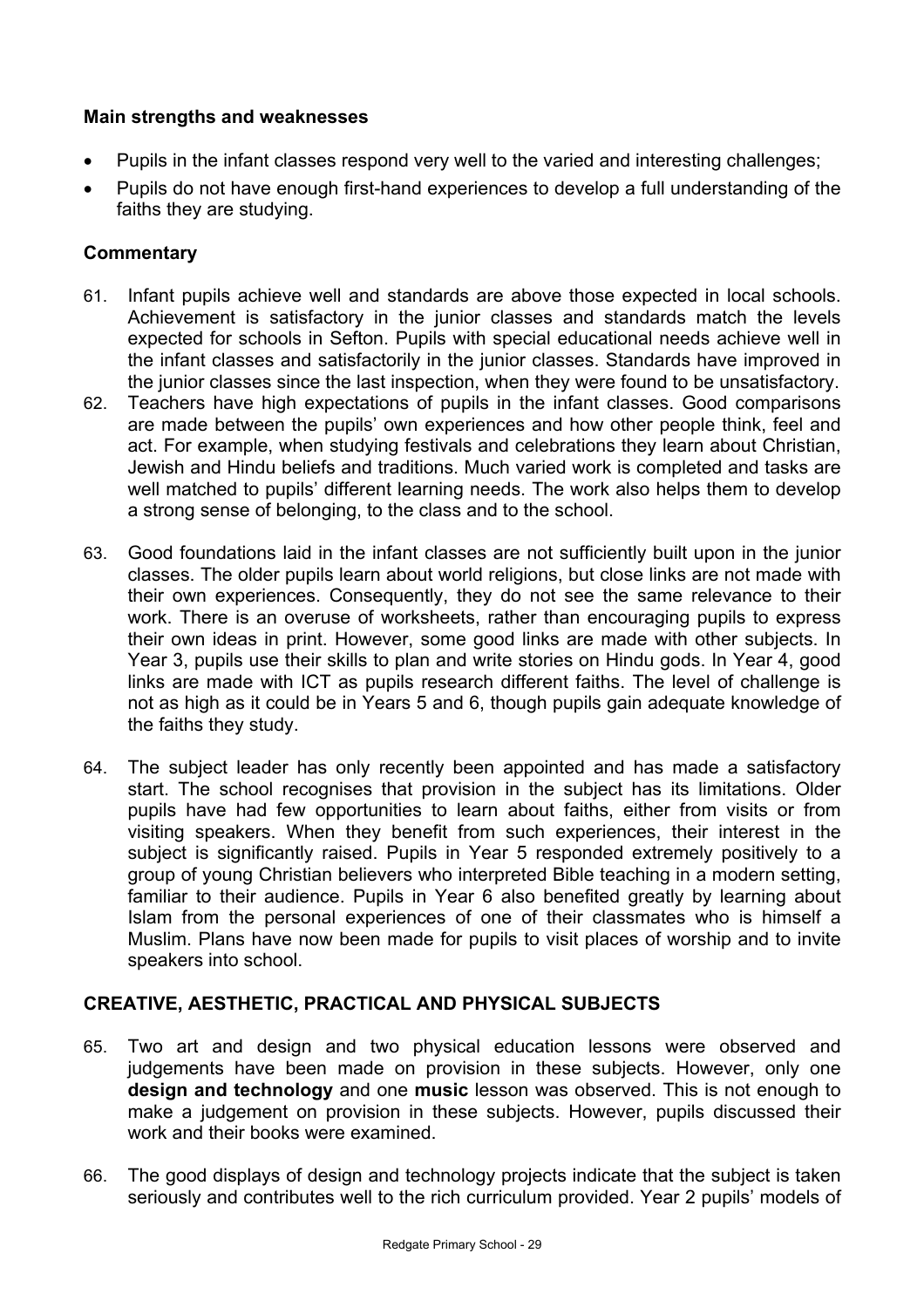**Main strengths and weaknesses**

- Pupils in the infant classes respond very well to the varied and interesting challenges;
- Pupils do not have enough first-hand experiences to develop a full understanding of the faiths they are studying.

**Commentary**

61. Infant pupils achieve well and standards are above those expected in local schools. Achievement is satisfactory in the junior classes and standards match the levels expected for schools in Sefton. Pupils with special educational needs achieve well in the infant classes and satisfactorily in the junior classes. Standards have improved in the junior classes since the last inspection, when they were found to be unsatisfactory.
62. Teachers have high expectations of pupils in the infant classes. Good comparisons are made between the pupils' own experiences and how other people think, feel and act. For example, when studying festivals and celebrations they learn about Christian, Jewish and Hindu beliefs and traditions. Much varied work is completed and tasks are well matched to pupils' different learning needs. The work also helps them to develop a strong sense of belonging, to the class and to the school.
63. Good foundations laid in the infant classes are not sufficiently built upon in the junior classes. The older pupils learn about world religions, but close links are not made with their own experiences. Consequently, they do not see the same relevance to their work. There is an overuse of worksheets, rather than encouraging pupils to express their own ideas in print. However, some good links are made with other subjects. In Year 3, pupils use their skills to plan and write stories on Hindu gods. In Year 4, good links are made with ICT as pupils research different faiths. The level of challenge is not as high as it could be in Years 5 and 6, though pupils gain adequate knowledge of the faiths they study.
64. The subject leader has only recently been appointed and has made a satisfactory start. The school recognises that provision in the subject has its limitations. Older pupils have had few opportunities to learn about faiths, either from visits or from visiting speakers. When they benefit from such experiences, their interest in the subject is significantly raised. Pupils in Year 5 responded extremely positively to a group of young Christian believers who interpreted Bible teaching in a modern setting, familiar to their audience. Pupils in Year 6 also benefited greatly by learning about Islam from the personal experiences of one of their classmates who is himself a Muslim. Plans have now been made for pupils to visit places of worship and to invite speakers into school.

## CREATIVE, AESTHETIC, PRACTICAL AND PHYSICAL SUBJECTS

65. Two art and design and two physical education lessons were observed and judgements have been made on provision in these subjects. However, only one **design and technology** and one **music** lesson was observed. This is not enough to make a judgement on provision in these subjects. However, pupils discussed their work and their books were examined.
66. The good displays of design and technology projects indicate that the subject is taken seriously and contributes well to the rich curriculum provided. Year 2 pupils' models of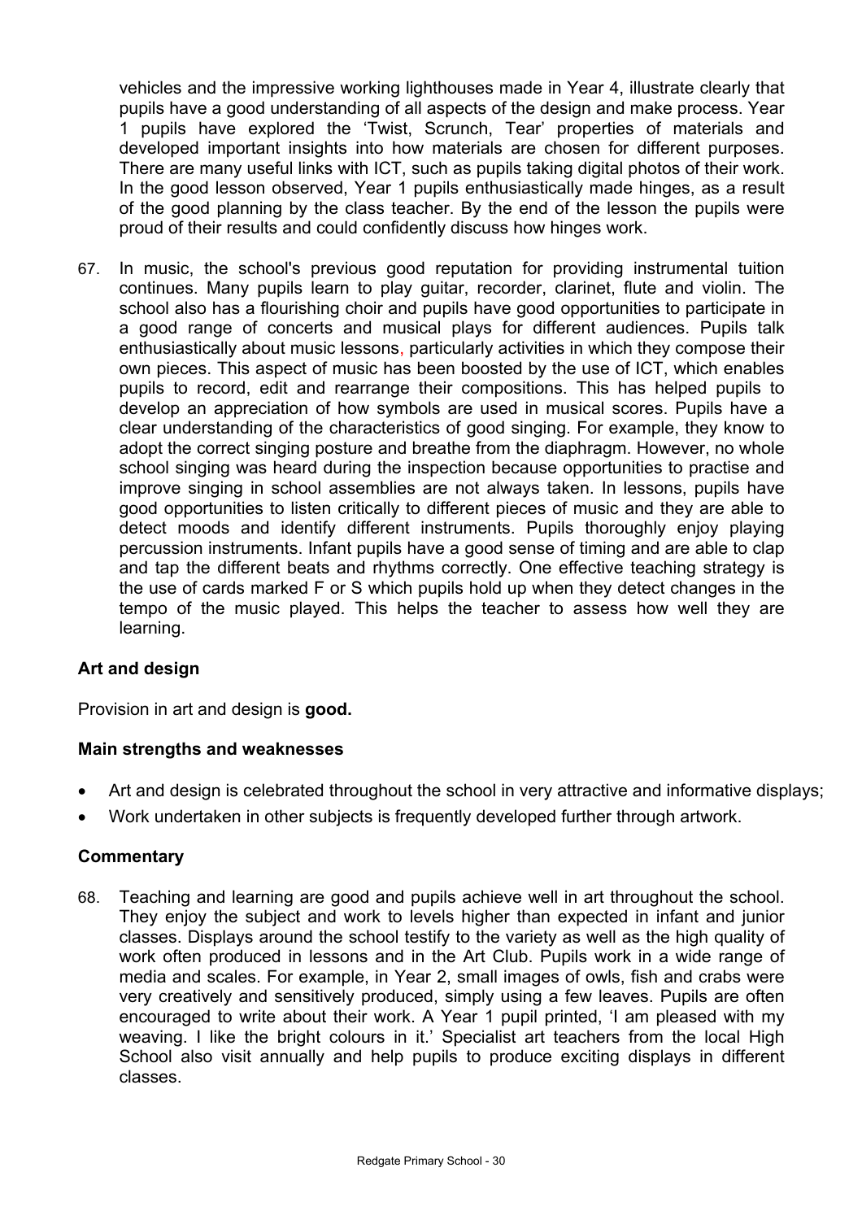vehicles and the impressive working lighthouses made in Year 4, illustrate clearly that pupils have a good understanding of all aspects of the design and make process. Year 1 pupils have explored the 'Twist, Scrunch, Tear' properties of materials and developed important insights into how materials are chosen for different purposes. There are many useful links with ICT, such as pupils taking digital photos of their work. In the good lesson observed, Year 1 pupils enthusiastically made hinges, as a result of the good planning by the class teacher. By the end of the lesson the pupils were proud of their results and could confidently discuss how hinges work.

67. In music, the school's previous good reputation for providing instrumental tuition continues. Many pupils learn to play guitar, recorder, clarinet, flute and violin. The school also has a flourishing choir and pupils have good opportunities to participate in a good range of concerts and musical plays for different audiences. Pupils talk enthusiastically about music lessons, particularly activities in which they compose their own pieces. This aspect of music has been boosted by the use of ICT, which enables pupils to record, edit and rearrange their compositions. This has helped pupils to develop an appreciation of how symbols are used in musical scores. Pupils have a clear understanding of the characteristics of good singing. For example, they know to adopt the correct singing posture and breathe from the diaphragm. However, no whole school singing was heard during the inspection because opportunities to practise and improve singing in school assemblies are not always taken. In lessons, pupils have good opportunities to listen critically to different pieces of music and they are able to detect moods and identify different instruments. Pupils thoroughly enjoy playing percussion instruments. Infant pupils have a good sense of timing and are able to clap and tap the different beats and rhythms correctly. One effective teaching strategy is the use of cards marked F or S which pupils hold up when they detect changes in the tempo of the music played. This helps the teacher to assess how well they are learning.

## Art and design

Provision in art and design is **good.**

### Main strengths and weaknesses

- Art and design is celebrated throughout the school in very attractive and informative displays;
- Work undertaken in other subjects is frequently developed further through artwork.

### Commentary

68. Teaching and learning are good and pupils achieve well in art throughout the school. They enjoy the subject and work to levels higher than expected in infant and junior classes. Displays around the school testify to the variety as well as the high quality of work often produced in lessons and in the Art Club. Pupils work in a wide range of media and scales. For example, in Year 2, small images of owls, fish and crabs were very creatively and sensitively produced, simply using a few leaves. Pupils are often encouraged to write about their work. A Year 1 pupil printed, 'I am pleased with my weaving. I like the bright colours in it.' Specialist art teachers from the local High School also visit annually and help pupils to produce exciting displays in different classes.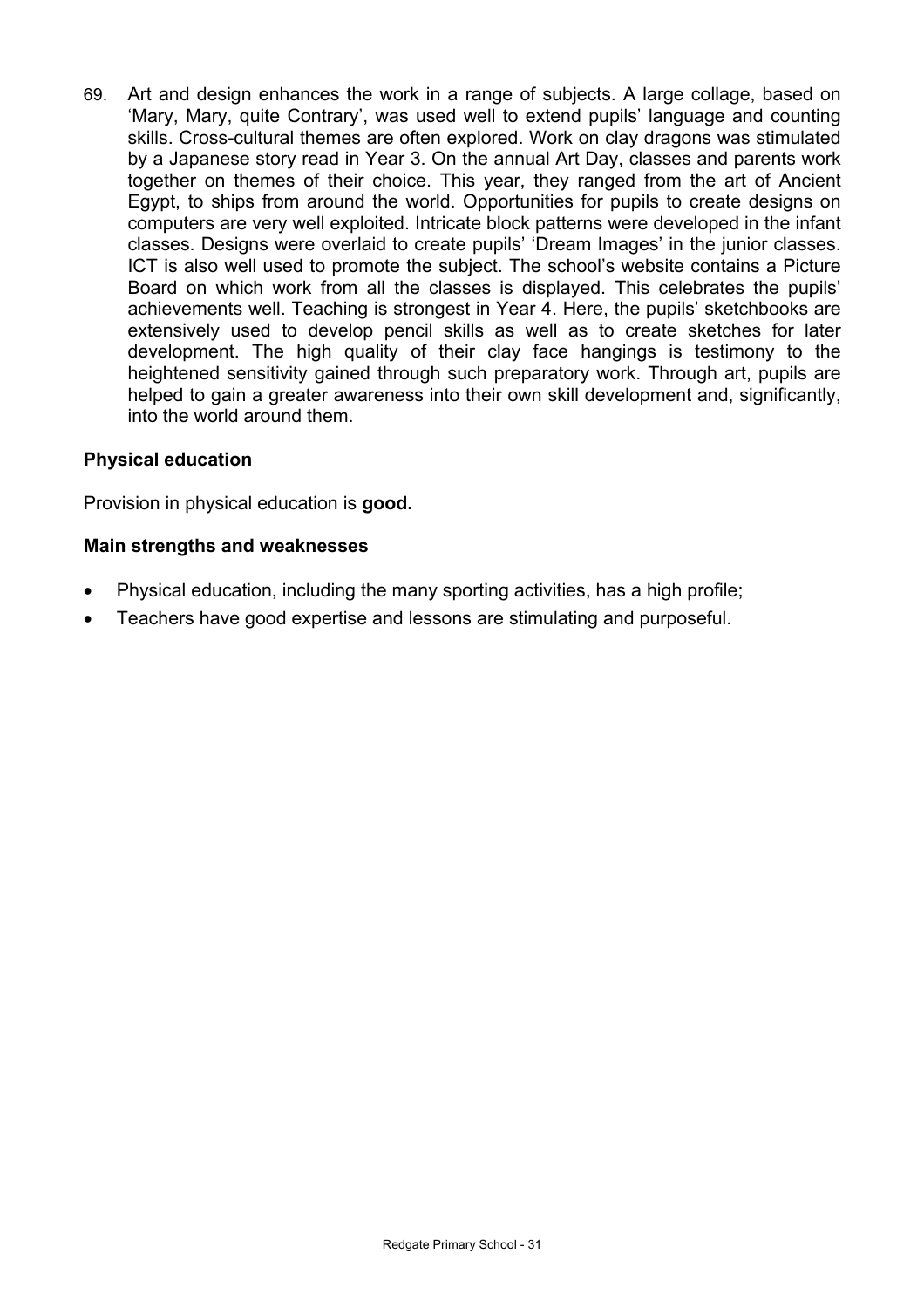69. Art and design enhances the work in a range of subjects. A large collage, based on 'Mary, Mary, quite Contrary', was used well to extend pupils' language and counting skills. Cross-cultural themes are often explored. Work on clay dragons was stimulated by a Japanese story read in Year 3. On the annual Art Day, classes and parents work together on themes of their choice. This year, they ranged from the art of Ancient Egypt, to ships from around the world. Opportunities for pupils to create designs on computers are very well exploited. Intricate block patterns were developed in the infant classes. Designs were overlaid to create pupils' 'Dream Images' in the junior classes. ICT is also well used to promote the subject. The school's website contains a Picture Board on which work from all the classes is displayed. This celebrates the pupils' achievements well. Teaching is strongest in Year 4. Here, the pupils' sketchbooks are extensively used to develop pencil skills as well as to create sketches for later development. The high quality of their clay face hangings is testimony to the heightened sensitivity gained through such preparatory work. Through art, pupils are helped to gain a greater awareness into their own skill development and, significantly, into the world around them.

### Physical education

Provision in physical education is **good.**

### Main strengths and weaknesses

- Physical education, including the many sporting activities, has a high profile;
- Teachers have good expertise and lessons are stimulating and purposeful.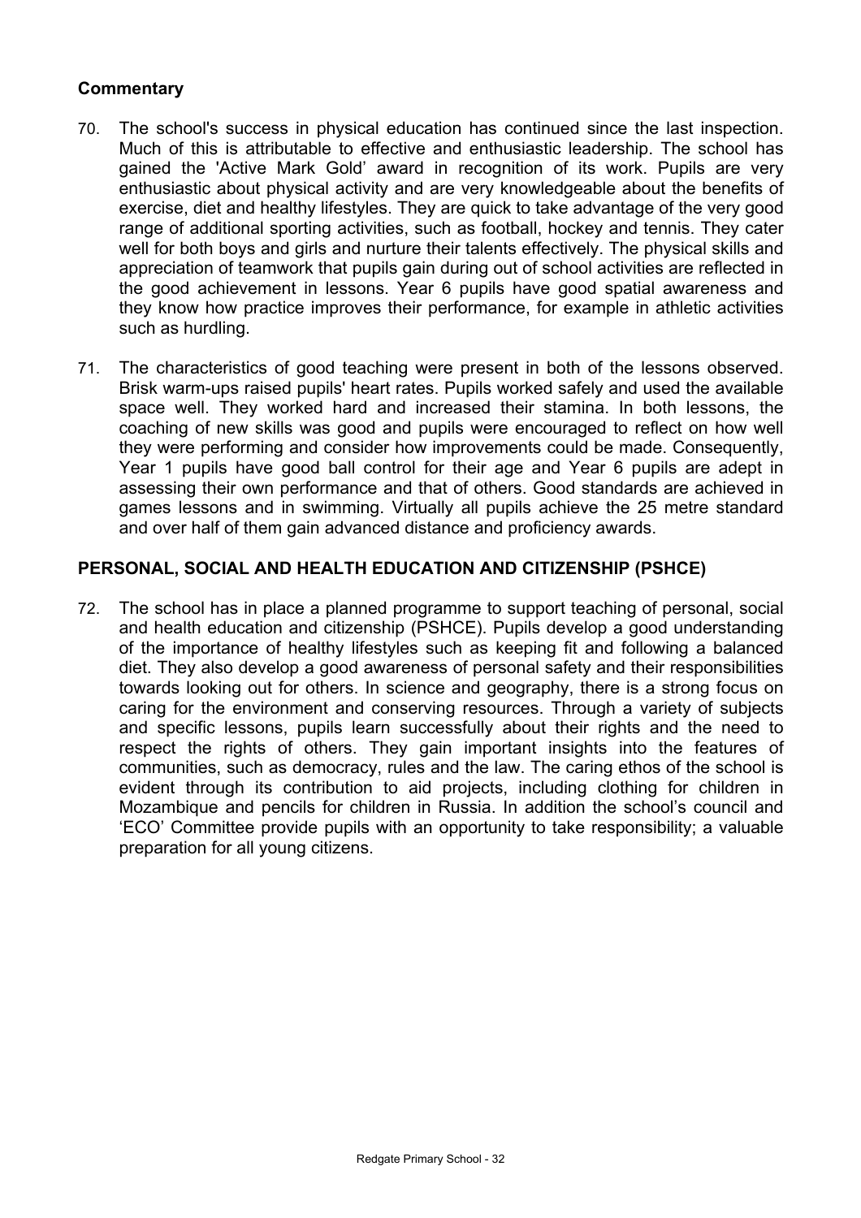**Commentary**

70. The school's success in physical education has continued since the last inspection. Much of this is attributable to effective and enthusiastic leadership. The school has gained the 'Active Mark Gold' award in recognition of its work. Pupils are very enthusiastic about physical activity and are very knowledgeable about the benefits of exercise, diet and healthy lifestyles. They are quick to take advantage of the very good range of additional sporting activities, such as football, hockey and tennis. They cater well for both boys and girls and nurture their talents effectively. The physical skills and appreciation of teamwork that pupils gain during out of school activities are reflected in the good achievement in lessons. Year 6 pupils have good spatial awareness and they know how practice improves their performance, for example in athletic activities such as hurdling.

71. The characteristics of good teaching were present in both of the lessons observed. Brisk warm-ups raised pupils' heart rates. Pupils worked safely and used the available space well. They worked hard and increased their stamina. In both lessons, the coaching of new skills was good and pupils were encouraged to reflect on how well they were performing and consider how improvements could be made. Consequently, Year 1 pupils have good ball control for their age and Year 6 pupils are adept in assessing their own performance and that of others. Good standards are achieved in games lessons and in swimming. Virtually all pupils achieve the 25 metre standard and over half of them gain advanced distance and proficiency awards.

## PERSONAL, SOCIAL AND HEALTH EDUCATION AND CITIZENSHIP (PSHCE)

72. The school has in place a planned programme to support teaching of personal, social and health education and citizenship (PSHCE). Pupils develop a good understanding of the importance of healthy lifestyles such as keeping fit and following a balanced diet. They also develop a good awareness of personal safety and their responsibilities towards looking out for others. In science and geography, there is a strong focus on caring for the environment and conserving resources. Through a variety of subjects and specific lessons, pupils learn successfully about their rights and the need to respect the rights of others. They gain important insights into the features of communities, such as democracy, rules and the law. The caring ethos of the school is evident through its contribution to aid projects, including clothing for children in Mozambique and pencils for children in Russia. In addition the school's council and 'ECO' Committee provide pupils with an opportunity to take responsibility; a valuable preparation for all young citizens.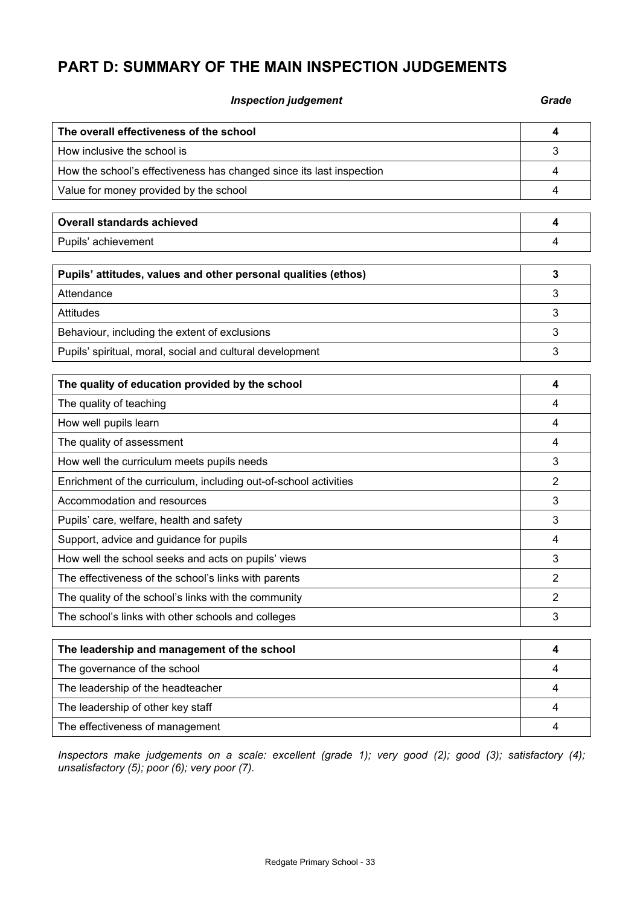# PART D: SUMMARY OF THE MAIN INSPECTION JUDGEMENTS

| *Inspection judgement* | *Grade* |
|---|---|
| **The overall effectiveness of the school** | **4** |
| How inclusive the school is | 3 |
| How the school's effectiveness has changed since its last inspection | 4 |
| Value for money provided by the school | 4 |
| **Overall standards achieved** | **4** |
| Pupils' achievement | 4 |
| **Pupils' attitudes, values and other personal qualities (ethos)** | **3** |
| Attendance | 3 |
| Attitudes | 3 |
| Behaviour, including the extent of exclusions | 3 |
| Pupils' spiritual, moral, social and cultural development | 3 |
| **The quality of education provided by the school** | **4** |
| The quality of teaching | 4 |
| How well pupils learn | 4 |
| The quality of assessment | 4 |
| How well the curriculum meets pupils needs | 3 |
| Enrichment of the curriculum, including out-of-school activities | 2 |
| Accommodation and resources | 3 |
| Pupils' care, welfare, health and safety | 3 |
| Support, advice and guidance for pupils | 4 |
| How well the school seeks and acts on pupils' views | 3 |
| The effectiveness of the school's links with parents | 2 |
| The quality of the school's links with the community | 2 |
| The school's links with other schools and colleges | 3 |
| **The leadership and management of the school** | **4** |
| The governance of the school | 4 |
| The leadership of the headteacher | 4 |
| The leadership of other key staff | 4 |
| The effectiveness of management | 4 |

*Inspectors make judgements on a scale: excellent (grade 1); very good (2); good (3); satisfactory (4); unsatisfactory (5); poor (6); very poor (7).*